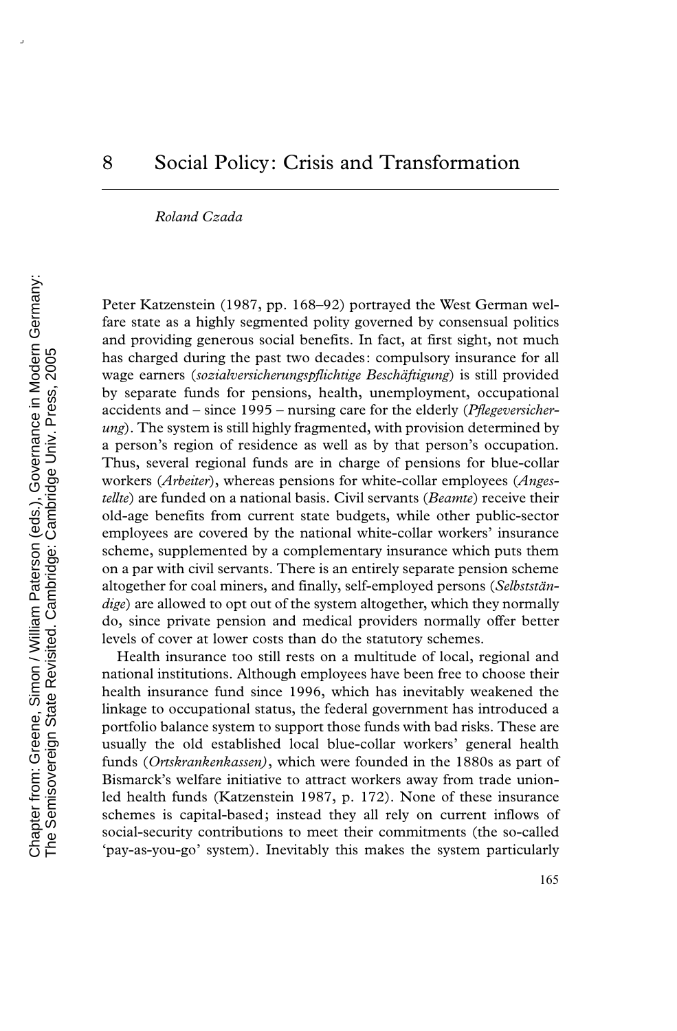# 8 Social Policy: Crisis and Transformation

*Roland Czada*

Peter Katzenstein (1987, pp. 168–92) portrayed the West German welfare state as a highly segmented polity governed by consensual politics and providing generous social benefits. In fact, at first sight, not much has charged during the past two decades: compulsory insurance for all wage earners (*sozialversicherungspflichtige Beschäftigung*) is still provided by separate funds for pensions, health, unemployment, occupational accidents and – since 1995 – nursing care for the elderly (*Pflegeversicherung*). The system is still highly fragmented, with provision determined by a person's region of residence as well as by that person's occupation. Thus, several regional funds are in charge of pensions for blue-collar workers (*Arbeiter*), whereas pensions for white-collar employees (*Angestellte*) are funded on a national basis. Civil servants (*Beamte*) receive their old-age benefits from current state budgets, while other public-sector employees are covered by the national white-collar workers' insurance scheme, supplemented by a complementary insurance which puts them on a par with civil servants. There is an entirely separate pension scheme altogether for coal miners, and finally, self-employed persons (*Selbstständige*) are allowed to opt out of the system altogether, which they normally do, since private pension and medical providers normally offer better levels of cover at lower costs than do the statutory schemes.

Health insurance too still rests on a multitude of local, regional and national institutions. Although employees have been free to choose their health insurance fund since 1996, which has inevitably weakened the linkage to occupational status, the federal government has introduced a portfolio balance system to support those funds with bad risks. These are usually the old established local blue-collar workers' general health funds (*Ortskrankenkassen)*, which were founded in the 1880s as part of Bismarck's welfare initiative to attract workers away from trade union-led health funds (Katzenstein 1987, p. 172). None of these insurance schemes is capital-based; instead they all rely on current inflows of social-security contributions to meet their commitments (the so-called 'pay-as-you-go' system). Inevitably this makes the system particularly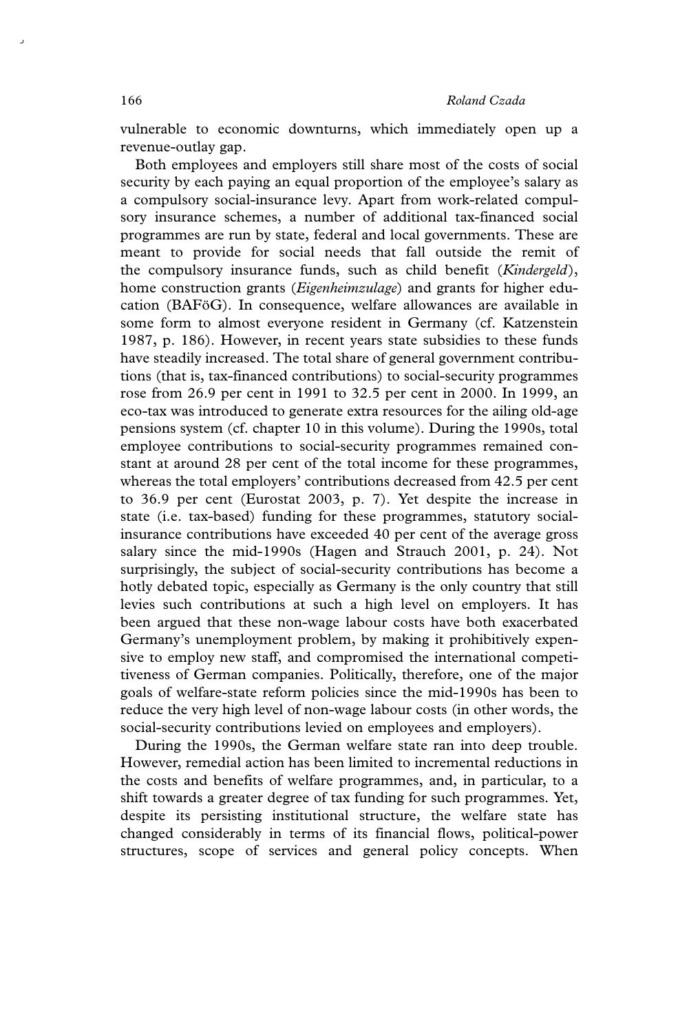vulnerable to economic downturns, which immediately open up a revenue-outlay gap.

Both employees and employers still share most of the costs of social security by each paying an equal proportion of the employee's salary as a compulsory social-insurance levy. Apart from work-related compulsory insurance schemes, a number of additional tax-financed social programmes are run by state, federal and local governments. These are meant to provide for social needs that fall outside the remit of the compulsory insurance funds, such as child benefit (*Kindergeld*), home construction grants (*Eigenheimzulage*) and grants for higher education (BAFöG). In consequence, welfare allowances are available in some form to almost everyone resident in Germany (cf. Katzenstein 1987, p. 186). However, in recent years state subsidies to these funds have steadily increased. The total share of general government contributions (that is, tax-financed contributions) to social-security programmes rose from 26.9 per cent in 1991 to 32.5 per cent in 2000. In 1999, an eco-tax was introduced to generate extra resources for the ailing old-age pensions system (cf. chapter 10 in this volume). During the 1990s, total employee contributions to social-security programmes remained constant at around 28 per cent of the total income for these programmes, whereas the total employers' contributions decreased from 42.5 per cent to 36.9 per cent (Eurostat 2003, p. 7). Yet despite the increase in state (i.e. tax-based) funding for these programmes, statutory social-insurance contributions have exceeded 40 per cent of the average gross salary since the mid-1990s (Hagen and Strauch 2001, p. 24). Not surprisingly, the subject of social-security contributions has become a hotly debated topic, especially as Germany is the only country that still levies such contributions at such a high level on employers. It has been argued that these non-wage labour costs have both exacerbated Germany's unemployment problem, by making it prohibitively expensive to employ new staff, and compromised the international competitiveness of German companies. Politically, therefore, one of the major goals of welfare-state reform policies since the mid-1990s has been to reduce the very high level of non-wage labour costs (in other words, the social-security contributions levied on employees and employers).

During the 1990s, the German welfare state ran into deep trouble. However, remedial action has been limited to incremental reductions in the costs and benefits of welfare programmes, and, in particular, to a shift towards a greater degree of tax funding for such programmes. Yet, despite its persisting institutional structure, the welfare state has changed considerably in terms of its financial flows, political-power structures, scope of services and general policy concepts. When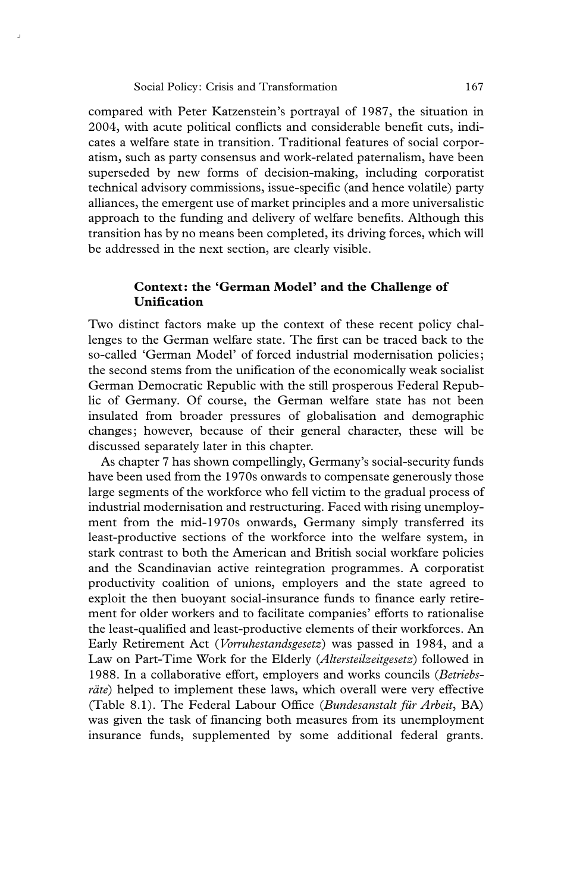compared with Peter Katzenstein's portrayal of 1987, the situation in 2004, with acute political conflicts and considerable benefit cuts, indicates a welfare state in transition. Traditional features of social corporatism, such as party consensus and work-related paternalism, have been superseded by new forms of decision-making, including corporatist technical advisory commissions, issue-specific (and hence volatile) party alliances, the emergent use of market principles and a more universalistic approach to the funding and delivery of welfare benefits. Although this transition has by no means been completed, its driving forces, which will be addressed in the next section, are clearly visible.

## Context: the 'German Model' and the Challenge of Unification

Two distinct factors make up the context of these recent policy challenges to the German welfare state. The first can be traced back to the so-called 'German Model' of forced industrial modernisation policies; the second stems from the unification of the economically weak socialist German Democratic Republic with the still prosperous Federal Republic of Germany. Of course, the German welfare state has not been insulated from broader pressures of globalisation and demographic changes; however, because of their general character, these will be discussed separately later in this chapter.

As chapter 7 has shown compellingly, Germany's social-security funds have been used from the 1970s onwards to compensate generously those large segments of the workforce who fell victim to the gradual process of industrial modernisation and restructuring. Faced with rising unemployment from the mid-1970s onwards, Germany simply transferred its least-productive sections of the workforce into the welfare system, in stark contrast to both the American and British social workfare policies and the Scandinavian active reintegration programmes. A corporatist productivity coalition of unions, employers and the state agreed to exploit the then buoyant social-insurance funds to finance early retirement for older workers and to facilitate companies' efforts to rationalise the least-qualified and least-productive elements of their workforces. An Early Retirement Act (*Vorruhestandsgesetz*) was passed in 1984, and a Law on Part-Time Work for the Elderly (*Altersteilzeitgesetz*) followed in 1988. In a collaborative effort, employers and works councils (*Betriebsräte*) helped to implement these laws, which overall were very effective (Table 8.1). The Federal Labour Office (*Bundesanstalt für Arbeit*, BA) was given the task of financing both measures from its unemployment insurance funds, supplemented by some additional federal grants.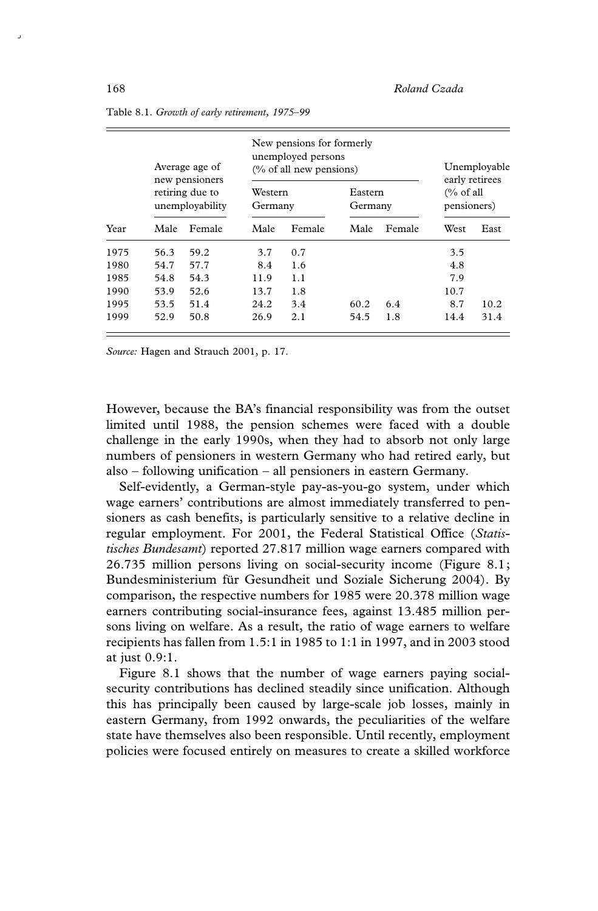Table 8.1. *Growth of early retirement, 1975–99*

| Year | Average age of new pensioners retiring due to unemployability | | New pensions for formerly unemployed persons (% of all new pensions) | | | | Unemployable early retirees (% of all pensioners) | |
|---|---|---|---|---|---|---|---|---|
| | | | Western Germany | | Eastern Germany | | | |
| | Male | Female | Male | Female | Male | Female | West | East |
| 1975 | 56.3 | 59.2 | 3.7 | 0.7 | | | 3.5 | |
| 1980 | 54.7 | 57.7 | 8.4 | 1.6 | | | 4.8 | |
| 1985 | 54.8 | 54.3 | 11.9 | 1.1 | | | 7.9 | |
| 1990 | 53.9 | 52.6 | 13.7 | 1.8 | | | 10.7 | |
| 1995 | 53.5 | 51.4 | 24.2 | 3.4 | 60.2 | 6.4 | 8.7 | 10.2 |
| 1999 | 52.9 | 50.8 | 26.9 | 2.1 | 54.5 | 1.8 | 14.4 | 31.4 |

*Source:* Hagen and Strauch 2001, p. 17.

However, because the BA's financial responsibility was from the outset limited until 1988, the pension schemes were faced with a double challenge in the early 1990s, when they had to absorb not only large numbers of pensioners in western Germany who had retired early, but also – following unification – all pensioners in eastern Germany.

Self-evidently, a German-style pay-as-you-go system, under which wage earners' contributions are almost immediately transferred to pensioners as cash benefits, is particularly sensitive to a relative decline in regular employment. For 2001, the Federal Statistical Office (*Statistisches Bundesamt*) reported 27.817 million wage earners compared with 26.735 million persons living on social-security income (Figure 8.1; Bundesministerium für Gesundheit und Soziale Sicherung 2004). By comparison, the respective numbers for 1985 were 20.378 million wage earners contributing social-insurance fees, against 13.485 million persons living on welfare. As a result, the ratio of wage earners to welfare recipients has fallen from 1.5:1 in 1985 to 1:1 in 1997, and in 2003 stood at just 0.9:1.

Figure 8.1 shows that the number of wage earners paying social-security contributions has declined steadily since unification. Although this has principally been caused by large-scale job losses, mainly in eastern Germany, from 1992 onwards, the peculiarities of the welfare state have themselves also been responsible. Until recently, employment policies were focused entirely on measures to create a skilled workforce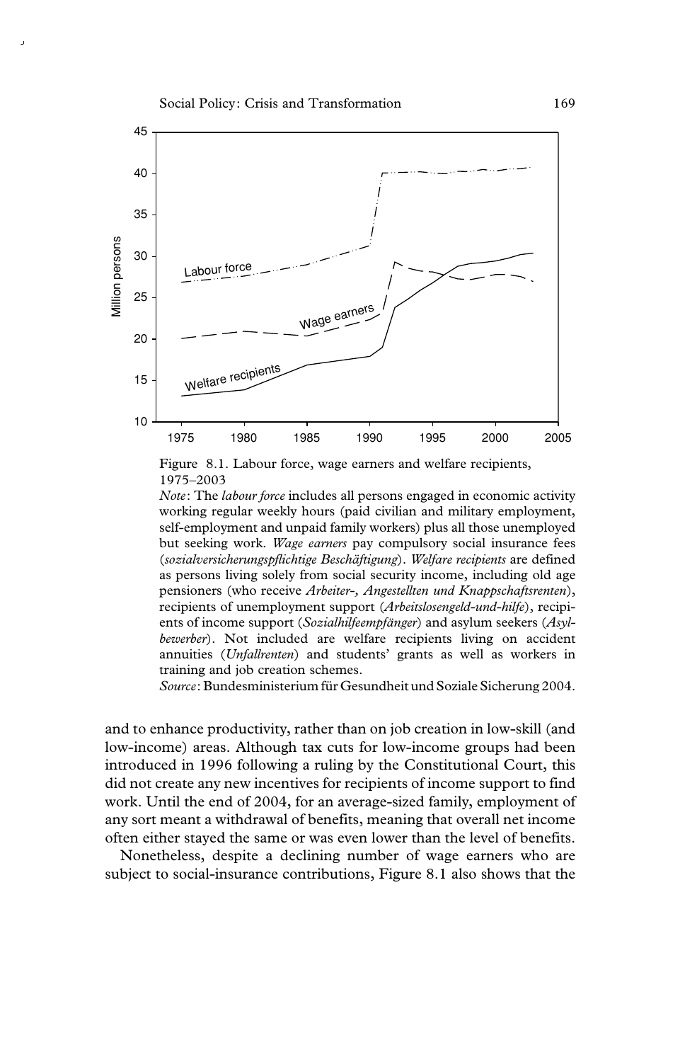Figure 8.1. Labour force, wage earners and welfare recipients, 1975–2003

*Note*: The *labour force* includes all persons engaged in economic activity working regular weekly hours (paid civilian and military employment, self-employment and unpaid family workers) plus all those unemployed but seeking work. *Wage earners* pay compulsory social insurance fees (*sozialversicherungspflichtige Beschäftigung*). *Welfare recipients* are defined as persons living solely from social security income, including old age pensioners (who receive *Arbeiter-*, *Angestellten und Knappschaftsrenten*), recipients of unemployment support (*Arbeitslosengeld-und-hilfe*), recipients of income support (*Sozialhilfeempfänger*) and asylum seekers (*Asylbewerber*). Not included are welfare recipients living on accident annuities (*Unfallrenten*) and students' grants as well as workers in training and job creation schemes.

*Source*: Bundesministerium für Gesundheit und Soziale Sicherung 2004.

and to enhance productivity, rather than on job creation in low-skill (and low-income) areas. Although tax cuts for low-income groups had been introduced in 1996 following a ruling by the Constitutional Court, this did not create any new incentives for recipients of income support to find work. Until the end of 2004, for an average-sized family, employment of any sort meant a withdrawal of benefits, meaning that overall net income often either stayed the same or was even lower than the level of benefits.

Nonetheless, despite a declining number of wage earners who are subject to social-insurance contributions, Figure 8.1 also shows that the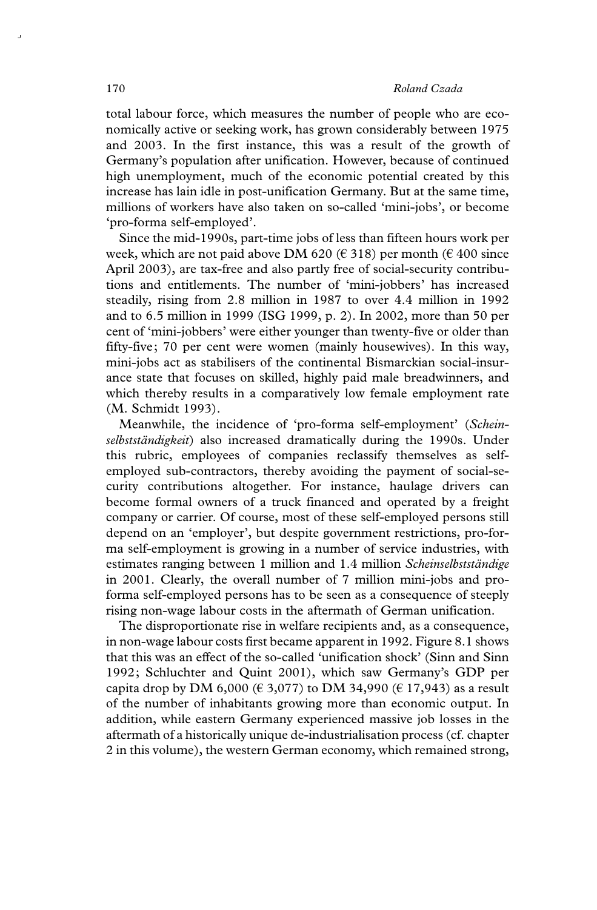total labour force, which measures the number of people who are economically active or seeking work, has grown considerably between 1975 and 2003. In the first instance, this was a result of the growth of Germany's population after unification. However, because of continued high unemployment, much of the economic potential created by this increase has lain idle in post-unification Germany. But at the same time, millions of workers have also taken on so-called 'mini-jobs', or become 'pro-forma self-employed'.

Since the mid-1990s, part-time jobs of less than fifteen hours work per week, which are not paid above DM 620 (€ 318) per month (€ 400 since April 2003), are tax-free and also partly free of social-security contributions and entitlements. The number of 'mini-jobbers' has increased steadily, rising from 2.8 million in 1987 to over 4.4 million in 1992 and to 6.5 million in 1999 (ISG 1999, p. 2). In 2002, more than 50 per cent of 'mini-jobbers' were either younger than twenty-five or older than fifty-five; 70 per cent were women (mainly housewives). In this way, mini-jobs act as stabilisers of the continental Bismarckian social-insurance state that focuses on skilled, highly paid male breadwinners, and which thereby results in a comparatively low female employment rate (M. Schmidt 1993).

Meanwhile, the incidence of 'pro-forma self-employment' (*Scheinselbstständigkeit*) also increased dramatically during the 1990s. Under this rubric, employees of companies reclassify themselves as self-employed sub-contractors, thereby avoiding the payment of social-security contributions altogether. For instance, haulage drivers can become formal owners of a truck financed and operated by a freight company or carrier. Of course, most of these self-employed persons still depend on an 'employer', but despite government restrictions, pro-forma self-employment is growing in a number of service industries, with estimates ranging between 1 million and 1.4 million *Scheinselbstständige* in 2001. Clearly, the overall number of 7 million mini-jobs and pro-forma self-employed persons has to be seen as a consequence of steeply rising non-wage labour costs in the aftermath of German unification.

The disproportionate rise in welfare recipients and, as a consequence, in non-wage labour costs first became apparent in 1992. Figure 8.1 shows that this was an effect of the so-called 'unification shock' (Sinn and Sinn 1992; Schluchter and Quint 2001), which saw Germany's GDP per capita drop by DM 6,000 (€ 3,077) to DM 34,990 (€ 17,943) as a result of the number of inhabitants growing more than economic output. In addition, while eastern Germany experienced massive job losses in the aftermath of a historically unique de-industrialisation process (cf. chapter 2 in this volume), the western German economy, which remained strong,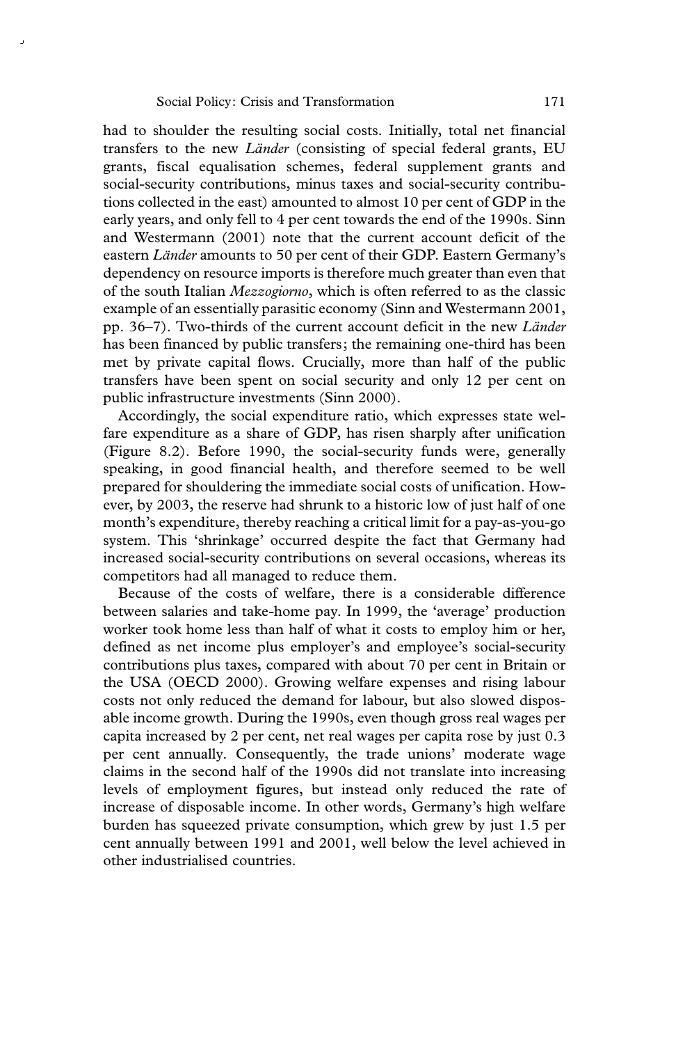had to shoulder the resulting social costs. Initially, total net financial transfers to the new *Länder* (consisting of special federal grants, EU grants, fiscal equalisation schemes, federal supplement grants and social-security contributions, minus taxes and social-security contributions collected in the east) amounted to almost 10 per cent of GDP in the early years, and only fell to 4 per cent towards the end of the 1990s. Sinn and Westermann (2001) note that the current account deficit of the eastern *Länder* amounts to 50 per cent of their GDP. Eastern Germany's dependency on resource imports is therefore much greater than even that of the south Italian *Mezzogiorno*, which is often referred to as the classic example of an essentially parasitic economy (Sinn and Westermann 2001, pp. 36–7). Two-thirds of the current account deficit in the new *Länder* has been financed by public transfers; the remaining one-third has been met by private capital flows. Crucially, more than half of the public transfers have been spent on social security and only 12 per cent on public infrastructure investments (Sinn 2000).

Accordingly, the social expenditure ratio, which expresses state welfare expenditure as a share of GDP, has risen sharply after unification (Figure 8.2). Before 1990, the social-security funds were, generally speaking, in good financial health, and therefore seemed to be well prepared for shouldering the immediate social costs of unification. However, by 2003, the reserve had shrunk to a historic low of just half of one month's expenditure, thereby reaching a critical limit for a pay-as-you-go system. This 'shrinkage' occurred despite the fact that Germany had increased social-security contributions on several occasions, whereas its competitors had all managed to reduce them.

Because of the costs of welfare, there is a considerable difference between salaries and take-home pay. In 1999, the 'average' production worker took home less than half of what it costs to employ him or her, defined as net income plus employer's and employee's social-security contributions plus taxes, compared with about 70 per cent in Britain or the USA (OECD 2000). Growing welfare expenses and rising labour costs not only reduced the demand for labour, but also slowed disposable income growth. During the 1990s, even though gross real wages per capita increased by 2 per cent, net real wages per capita rose by just 0.3 per cent annually. Consequently, the trade unions' moderate wage claims in the second half of the 1990s did not translate into increasing levels of employment figures, but instead only reduced the rate of increase of disposable income. In other words, Germany's high welfare burden has squeezed private consumption, which grew by just 1.5 per cent annually between 1991 and 2001, well below the level achieved in other industrialised countries.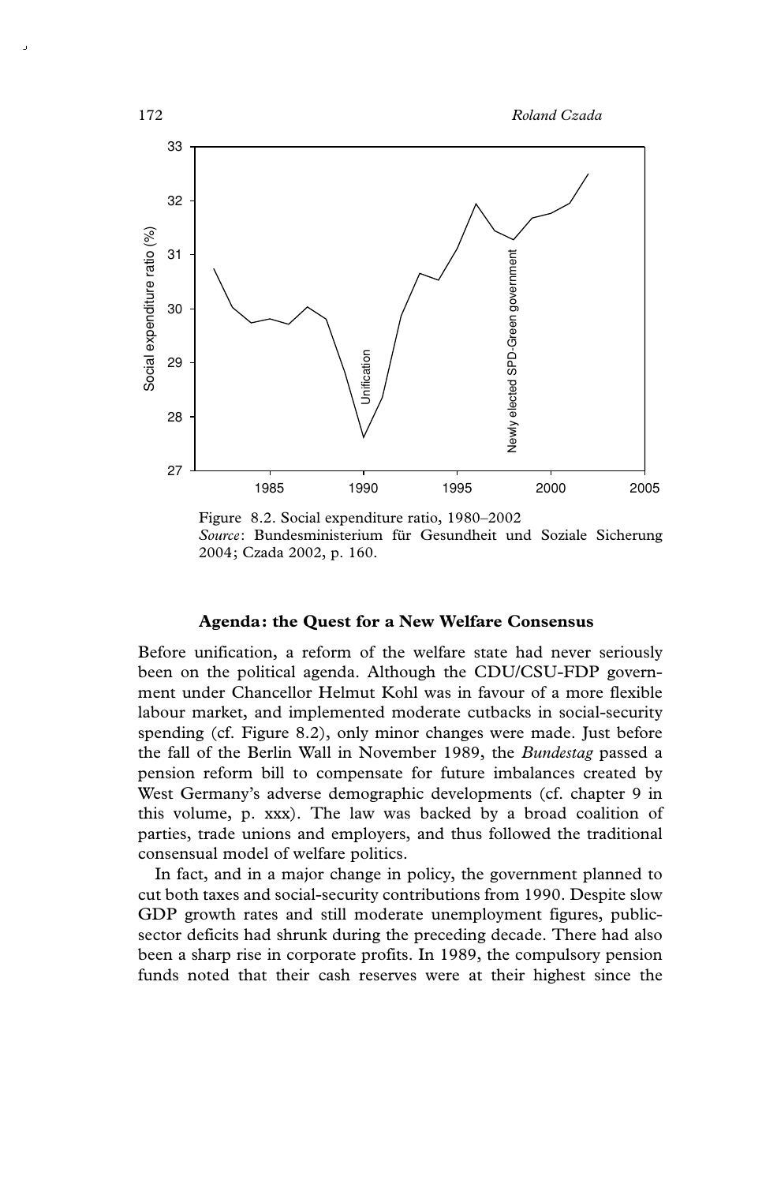Figure 8.2. Social expenditure ratio, 1980–2002
*Source*: Bundesministerium für Gesundheit und Soziale Sicherung 2004; Czada 2002, p. 160.

## Agenda: the Quest for a New Welfare Consensus

Before unification, a reform of the welfare state had never seriously been on the political agenda. Although the CDU/CSU-FDP government under Chancellor Helmut Kohl was in favour of a more flexible labour market, and implemented moderate cutbacks in social-security spending (cf. Figure 8.2), only minor changes were made. Just before the fall of the Berlin Wall in November 1989, the *Bundestag* passed a pension reform bill to compensate for future imbalances created by West Germany's adverse demographic developments (cf. chapter 9 in this volume, p. xxx). The law was backed by a broad coalition of parties, trade unions and employers, and thus followed the traditional consensual model of welfare politics.

In fact, and in a major change in policy, the government planned to cut both taxes and social-security contributions from 1990. Despite slow GDP growth rates and still moderate unemployment figures, public-sector deficits had shrunk during the preceding decade. There had also been a sharp rise in corporate profits. In 1989, the compulsory pension funds noted that their cash reserves were at their highest since the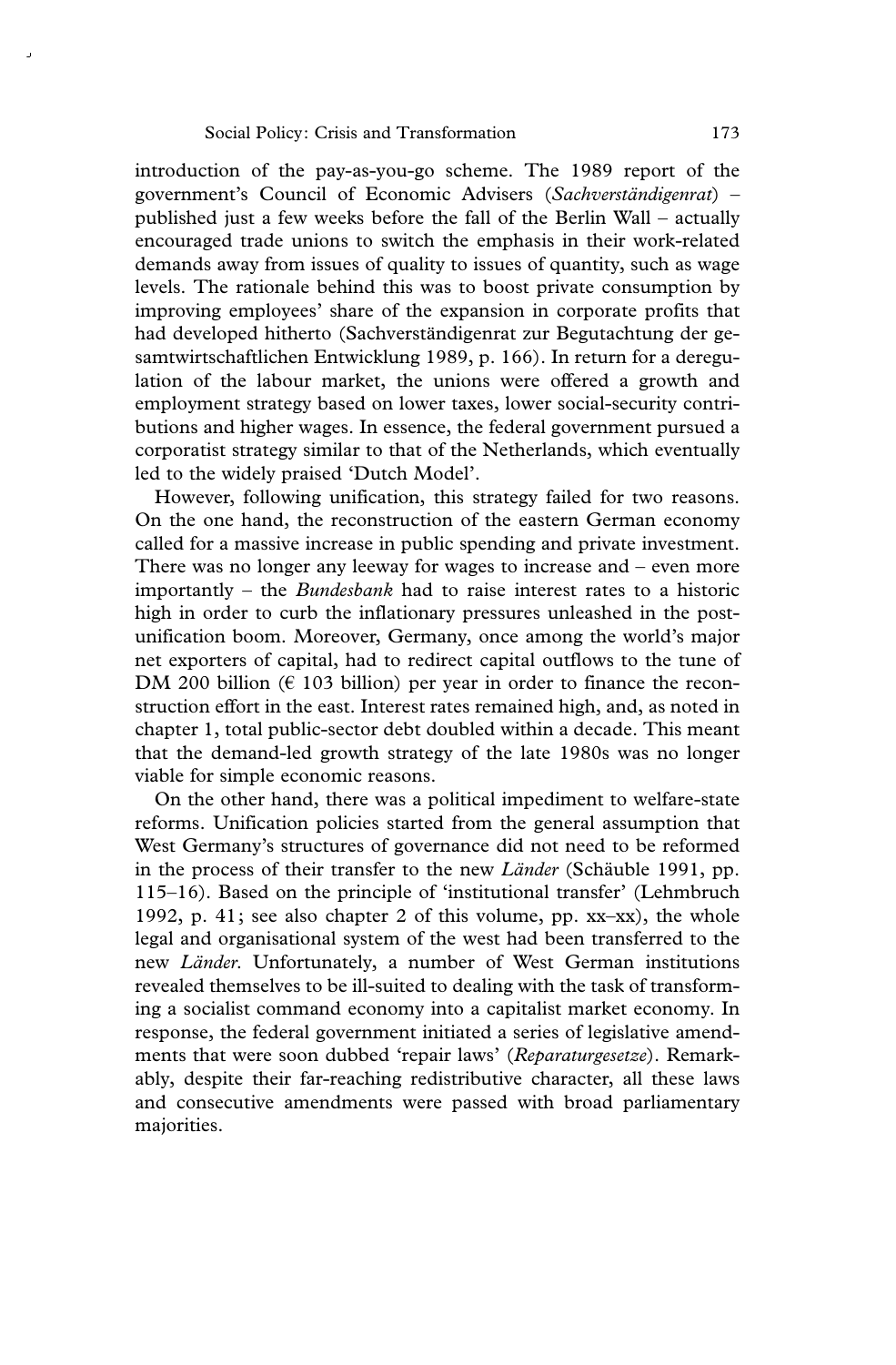introduction of the pay-as-you-go scheme. The 1989 report of the government's Council of Economic Advisers (*Sachverständigenrat*) – published just a few weeks before the fall of the Berlin Wall – actually encouraged trade unions to switch the emphasis in their work-related demands away from issues of quality to issues of quantity, such as wage levels. The rationale behind this was to boost private consumption by improving employees' share of the expansion in corporate profits that had developed hitherto (Sachverständigenrat zur Begutachtung der gesamtwirtschaftlichen Entwicklung 1989, p. 166). In return for a deregulation of the labour market, the unions were offered a growth and employment strategy based on lower taxes, lower social-security contributions and higher wages. In essence, the federal government pursued a corporatist strategy similar to that of the Netherlands, which eventually led to the widely praised 'Dutch Model'.

However, following unification, this strategy failed for two reasons. On the one hand, the reconstruction of the eastern German economy called for a massive increase in public spending and private investment. There was no longer any leeway for wages to increase and – even more importantly – the *Bundesbank* had to raise interest rates to a historic high in order to curb the inflationary pressures unleashed in the post-unification boom. Moreover, Germany, once among the world's major net exporters of capital, had to redirect capital outflows to the tune of DM 200 billion (€ 103 billion) per year in order to finance the reconstruction effort in the east. Interest rates remained high, and, as noted in chapter 1, total public-sector debt doubled within a decade. This meant that the demand-led growth strategy of the late 1980s was no longer viable for simple economic reasons.

On the other hand, there was a political impediment to welfare-state reforms. Unification policies started from the general assumption that West Germany's structures of governance did not need to be reformed in the process of their transfer to the new *Länder* (Schäuble 1991, pp. 115–16). Based on the principle of 'institutional transfer' (Lehmbruch 1992, p. 41; see also chapter 2 of this volume, pp. xx–xx), the whole legal and organisational system of the west had been transferred to the new *Länder.* Unfortunately, a number of West German institutions revealed themselves to be ill-suited to dealing with the task of transforming a socialist command economy into a capitalist market economy. In response, the federal government initiated a series of legislative amendments that were soon dubbed 'repair laws' (*Reparaturgesetze*). Remarkably, despite their far-reaching redistributive character, all these laws and consecutive amendments were passed with broad parliamentary majorities.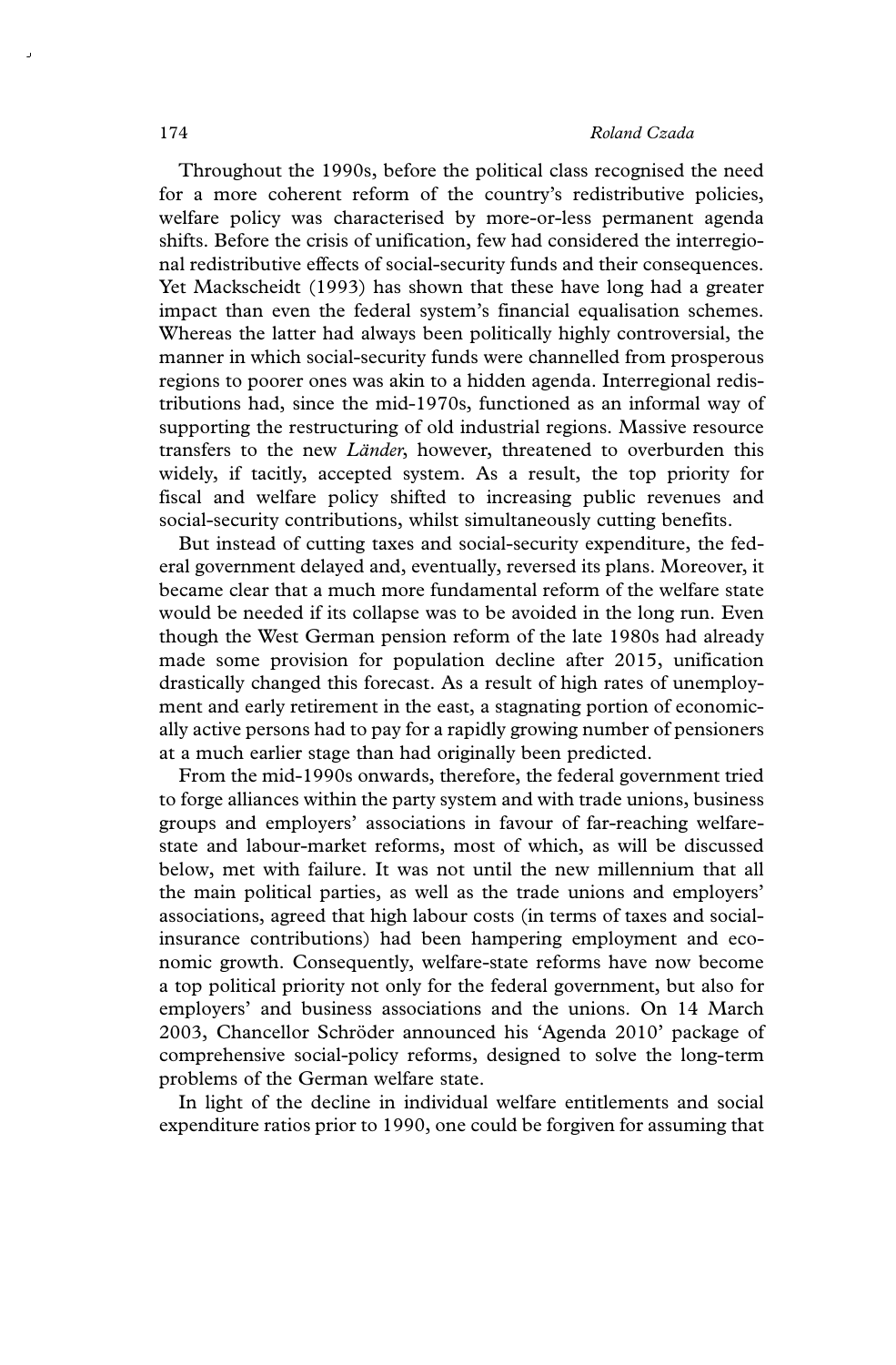Throughout the 1990s, before the political class recognised the need for a more coherent reform of the country's redistributive policies, welfare policy was characterised by more-or-less permanent agenda shifts. Before the crisis of unification, few had considered the interregional redistributive effects of social-security funds and their consequences. Yet Mackscheidt (1993) has shown that these have long had a greater impact than even the federal system's financial equalisation schemes. Whereas the latter had always been politically highly controversial, the manner in which social-security funds were channelled from prosperous regions to poorer ones was akin to a hidden agenda. Interregional redistributions had, since the mid-1970s, functioned as an informal way of supporting the restructuring of old industrial regions. Massive resource transfers to the new *Länder*, however, threatened to overburden this widely, if tacitly, accepted system. As a result, the top priority for fiscal and welfare policy shifted to increasing public revenues and social-security contributions, whilst simultaneously cutting benefits.

But instead of cutting taxes and social-security expenditure, the federal government delayed and, eventually, reversed its plans. Moreover, it became clear that a much more fundamental reform of the welfare state would be needed if its collapse was to be avoided in the long run. Even though the West German pension reform of the late 1980s had already made some provision for population decline after 2015, unification drastically changed this forecast. As a result of high rates of unemployment and early retirement in the east, a stagnating portion of economically active persons had to pay for a rapidly growing number of pensioners at a much earlier stage than had originally been predicted.

From the mid-1990s onwards, therefore, the federal government tried to forge alliances within the party system and with trade unions, business groups and employers' associations in favour of far-reaching welfare-state and labour-market reforms, most of which, as will be discussed below, met with failure. It was not until the new millennium that all the main political parties, as well as the trade unions and employers' associations, agreed that high labour costs (in terms of taxes and social-insurance contributions) had been hampering employment and economic growth. Consequently, welfare-state reforms have now become a top political priority not only for the federal government, but also for employers' and business associations and the unions. On 14 March 2003, Chancellor Schröder announced his 'Agenda 2010' package of comprehensive social-policy reforms, designed to solve the long-term problems of the German welfare state.

In light of the decline in individual welfare entitlements and social expenditure ratios prior to 1990, one could be forgiven for assuming that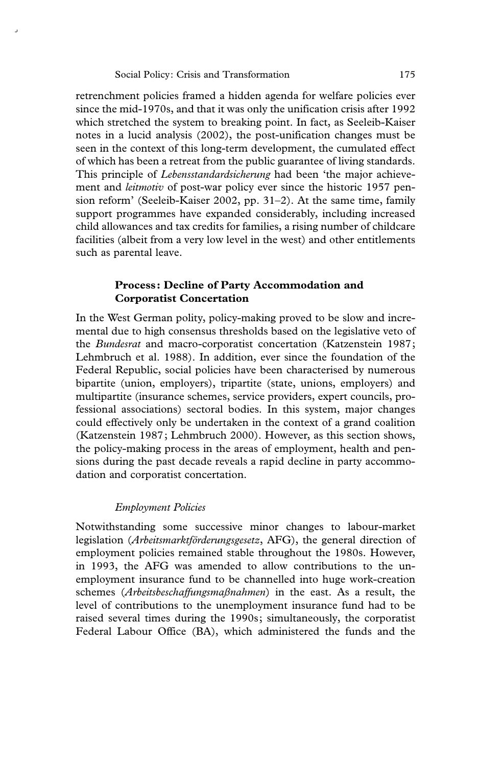retrenchment policies framed a hidden agenda for welfare policies ever since the mid-1970s, and that it was only the unification crisis after 1992 which stretched the system to breaking point. In fact, as Seeleib-Kaiser notes in a lucid analysis (2002), the post-unification changes must be seen in the context of this long-term development, the cumulated effect of which has been a retreat from the public guarantee of living standards. This principle of *Lebensstandardsicherung* had been 'the major achievement and *leitmotiv* of post-war policy ever since the historic 1957 pension reform' (Seeleib-Kaiser 2002, pp. 31–2). At the same time, family support programmes have expanded considerably, including increased child allowances and tax credits for families, a rising number of childcare facilities (albeit from a very low level in the west) and other entitlements such as parental leave.

## Process: Decline of Party Accommodation and Corporatist Concertation

In the West German polity, policy-making proved to be slow and incremental due to high consensus thresholds based on the legislative veto of the *Bundesrat* and macro-corporatist concertation (Katzenstein 1987; Lehmbruch et al. 1988). In addition, ever since the foundation of the Federal Republic, social policies have been characterised by numerous bipartite (union, employers), tripartite (state, unions, employers) and multipartite (insurance schemes, service providers, expert councils, professional associations) sectoral bodies. In this system, major changes could effectively only be undertaken in the context of a grand coalition (Katzenstein 1987; Lehmbruch 2000). However, as this section shows, the policy-making process in the areas of employment, health and pensions during the past decade reveals a rapid decline in party accommodation and corporatist concertation.

### *Employment Policies*

Notwithstanding some successive minor changes to labour-market legislation (*Arbeitsmarktförderungsgesetz*, AFG), the general direction of employment policies remained stable throughout the 1980s. However, in 1993, the AFG was amended to allow contributions to the unemployment insurance fund to be channelled into huge work-creation schemes (*Arbeitsbeschaffungsmaßnahmen*) in the east. As a result, the level of contributions to the unemployment insurance fund had to be raised several times during the 1990s; simultaneously, the corporatist Federal Labour Office (BA), which administered the funds and the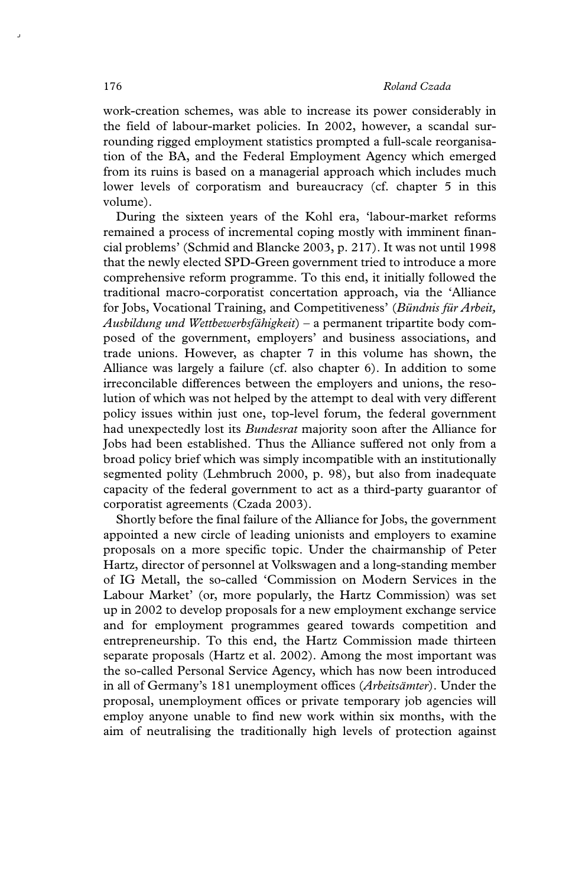work-creation schemes, was able to increase its power considerably in the field of labour-market policies. In 2002, however, a scandal surrounding rigged employment statistics prompted a full-scale reorganisation of the BA, and the Federal Employment Agency which emerged from its ruins is based on a managerial approach which includes much lower levels of corporatism and bureaucracy (cf. chapter 5 in this volume).

During the sixteen years of the Kohl era, 'labour-market reforms remained a process of incremental coping mostly with imminent financial problems' (Schmid and Blancke 2003, p. 217). It was not until 1998 that the newly elected SPD-Green government tried to introduce a more comprehensive reform programme. To this end, it initially followed the traditional macro-corporatist concertation approach, via the 'Alliance for Jobs, Vocational Training, and Competitiveness' (*Bündnis für Arbeit, Ausbildung und Wettbewerbsfähigkeit*) – a permanent tripartite body composed of the government, employers' and business associations, and trade unions. However, as chapter 7 in this volume has shown, the Alliance was largely a failure (cf. also chapter 6). In addition to some irreconcilable differences between the employers and unions, the resolution of which was not helped by the attempt to deal with very different policy issues within just one, top-level forum, the federal government had unexpectedly lost its *Bundesrat* majority soon after the Alliance for Jobs had been established. Thus the Alliance suffered not only from a broad policy brief which was simply incompatible with an institutionally segmented polity (Lehmbruch 2000, p. 98), but also from inadequate capacity of the federal government to act as a third-party guarantor of corporatist agreements (Czada 2003).

Shortly before the final failure of the Alliance for Jobs, the government appointed a new circle of leading unionists and employers to examine proposals on a more specific topic. Under the chairmanship of Peter Hartz, director of personnel at Volkswagen and a long-standing member of IG Metall, the so-called 'Commission on Modern Services in the Labour Market' (or, more popularly, the Hartz Commission) was set up in 2002 to develop proposals for a new employment exchange service and for employment programmes geared towards competition and entrepreneurship. To this end, the Hartz Commission made thirteen separate proposals (Hartz et al. 2002). Among the most important was the so-called Personal Service Agency, which has now been introduced in all of Germany's 181 unemployment offices (*Arbeitsämter*). Under the proposal, unemployment offices or private temporary job agencies will employ anyone unable to find new work within six months, with the aim of neutralising the traditionally high levels of protection against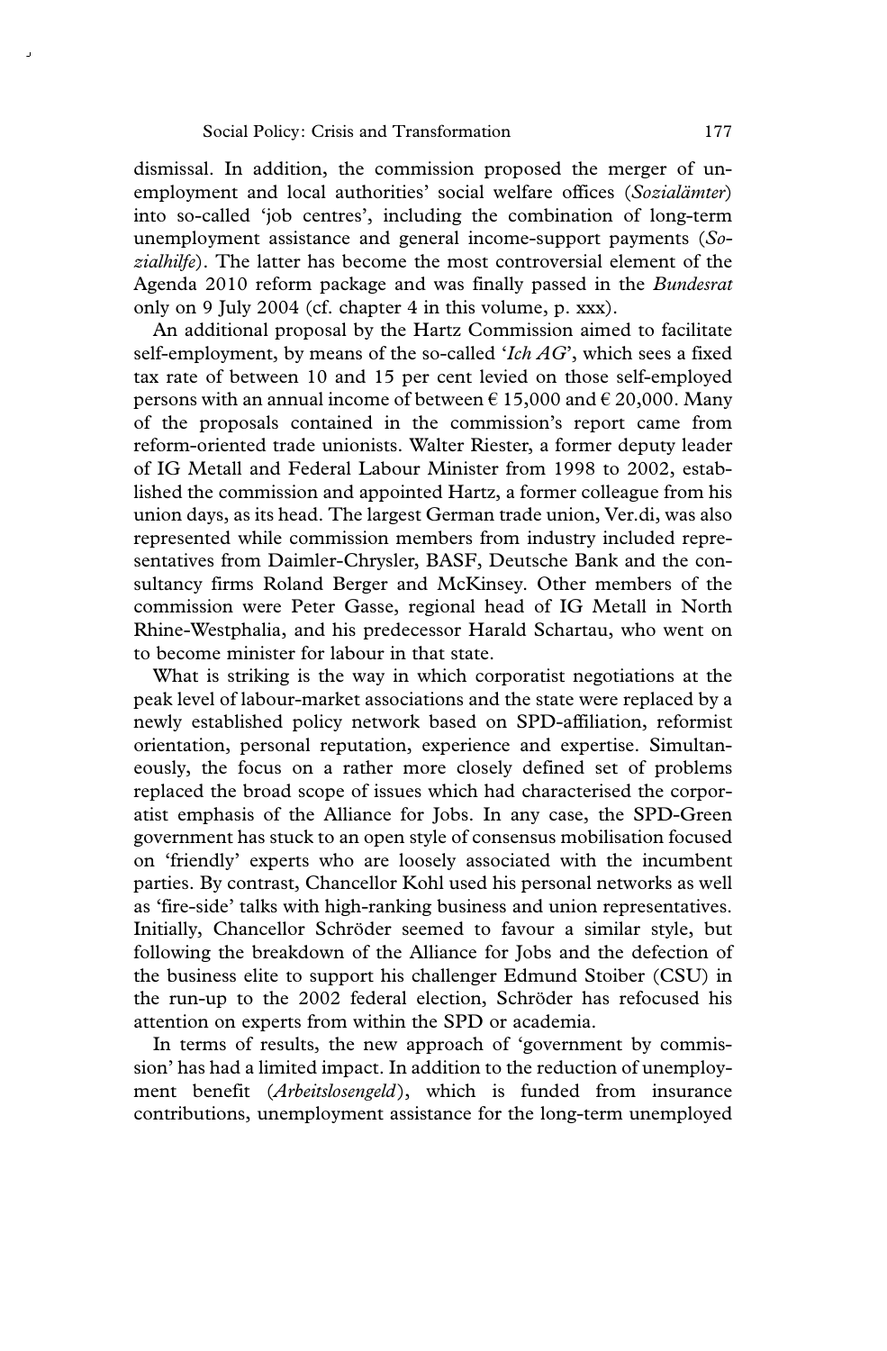dismissal. In addition, the commission proposed the merger of unemployment and local authorities' social welfare offices (*Sozialämter*) into so-called 'job centres', including the combination of long-term unemployment assistance and general income-support payments (*Sozialhilfe*). The latter has become the most controversial element of the Agenda 2010 reform package and was finally passed in the *Bundesrat* only on 9 July 2004 (cf. chapter 4 in this volume, p. xxx).

An additional proposal by the Hartz Commission aimed to facilitate self-employment, by means of the so-called '*Ich AG*', which sees a fixed tax rate of between 10 and 15 per cent levied on those self-employed persons with an annual income of between € 15,000 and € 20,000. Many of the proposals contained in the commission's report came from reform-oriented trade unionists. Walter Riester, a former deputy leader of IG Metall and Federal Labour Minister from 1998 to 2002, established the commission and appointed Hartz, a former colleague from his union days, as its head. The largest German trade union, Ver.di, was also represented while commission members from industry included representatives from Daimler-Chrysler, BASF, Deutsche Bank and the consultancy firms Roland Berger and McKinsey. Other members of the commission were Peter Gasse, regional head of IG Metall in North Rhine-Westphalia, and his predecessor Harald Schartau, who went on to become minister for labour in that state.

What is striking is the way in which corporatist negotiations at the peak level of labour-market associations and the state were replaced by a newly established policy network based on SPD-affiliation, reformist orientation, personal reputation, experience and expertise. Simultaneously, the focus on a rather more closely defined set of problems replaced the broad scope of issues which had characterised the corporatist emphasis of the Alliance for Jobs. In any case, the SPD-Green government has stuck to an open style of consensus mobilisation focused on 'friendly' experts who are loosely associated with the incumbent parties. By contrast, Chancellor Kohl used his personal networks as well as 'fire-side' talks with high-ranking business and union representatives. Initially, Chancellor Schröder seemed to favour a similar style, but following the breakdown of the Alliance for Jobs and the defection of the business elite to support his challenger Edmund Stoiber (CSU) in the run-up to the 2002 federal election, Schröder has refocused his attention on experts from within the SPD or academia.

In terms of results, the new approach of 'government by commission' has had a limited impact. In addition to the reduction of unemployment benefit (*Arbeitslosengeld*), which is funded from insurance contributions, unemployment assistance for the long-term unemployed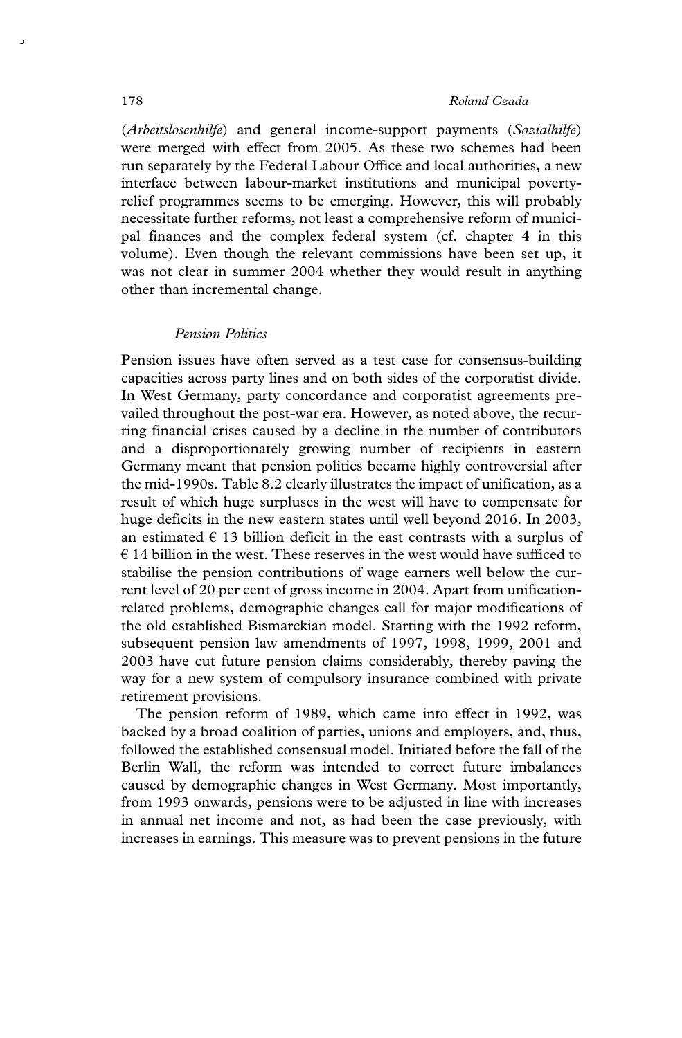(*Arbeitslosenhilfe*) and general income-support payments (*Sozialhilfe*) were merged with effect from 2005. As these two schemes had been run separately by the Federal Labour Office and local authorities, a new interface between labour-market institutions and municipal poverty-relief programmes seems to be emerging. However, this will probably necessitate further reforms, not least a comprehensive reform of municipal finances and the complex federal system (cf. chapter 4 in this volume). Even though the relevant commissions have been set up, it was not clear in summer 2004 whether they would result in anything other than incremental change.

### *Pension Politics*

Pension issues have often served as a test case for consensus-building capacities across party lines and on both sides of the corporatist divide. In West Germany, party concordance and corporatist agreements prevailed throughout the post-war era. However, as noted above, the recurring financial crises caused by a decline in the number of contributors and a disproportionately growing number of recipients in eastern Germany meant that pension politics became highly controversial after the mid-1990s. Table 8.2 clearly illustrates the impact of unification, as a result of which huge surpluses in the west will have to compensate for huge deficits in the new eastern states until well beyond 2016. In 2003, an estimated € 13 billion deficit in the east contrasts with a surplus of € 14 billion in the west. These reserves in the west would have sufficed to stabilise the pension contributions of wage earners well below the current level of 20 per cent of gross income in 2004. Apart from unification-related problems, demographic changes call for major modifications of the old established Bismarckian model. Starting with the 1992 reform, subsequent pension law amendments of 1997, 1998, 1999, 2001 and 2003 have cut future pension claims considerably, thereby paving the way for a new system of compulsory insurance combined with private retirement provisions.

The pension reform of 1989, which came into effect in 1992, was backed by a broad coalition of parties, unions and employers, and, thus, followed the established consensual model. Initiated before the fall of the Berlin Wall, the reform was intended to correct future imbalances caused by demographic changes in West Germany. Most importantly, from 1993 onwards, pensions were to be adjusted in line with increases in annual net income and not, as had been the case previously, with increases in earnings. This measure was to prevent pensions in the future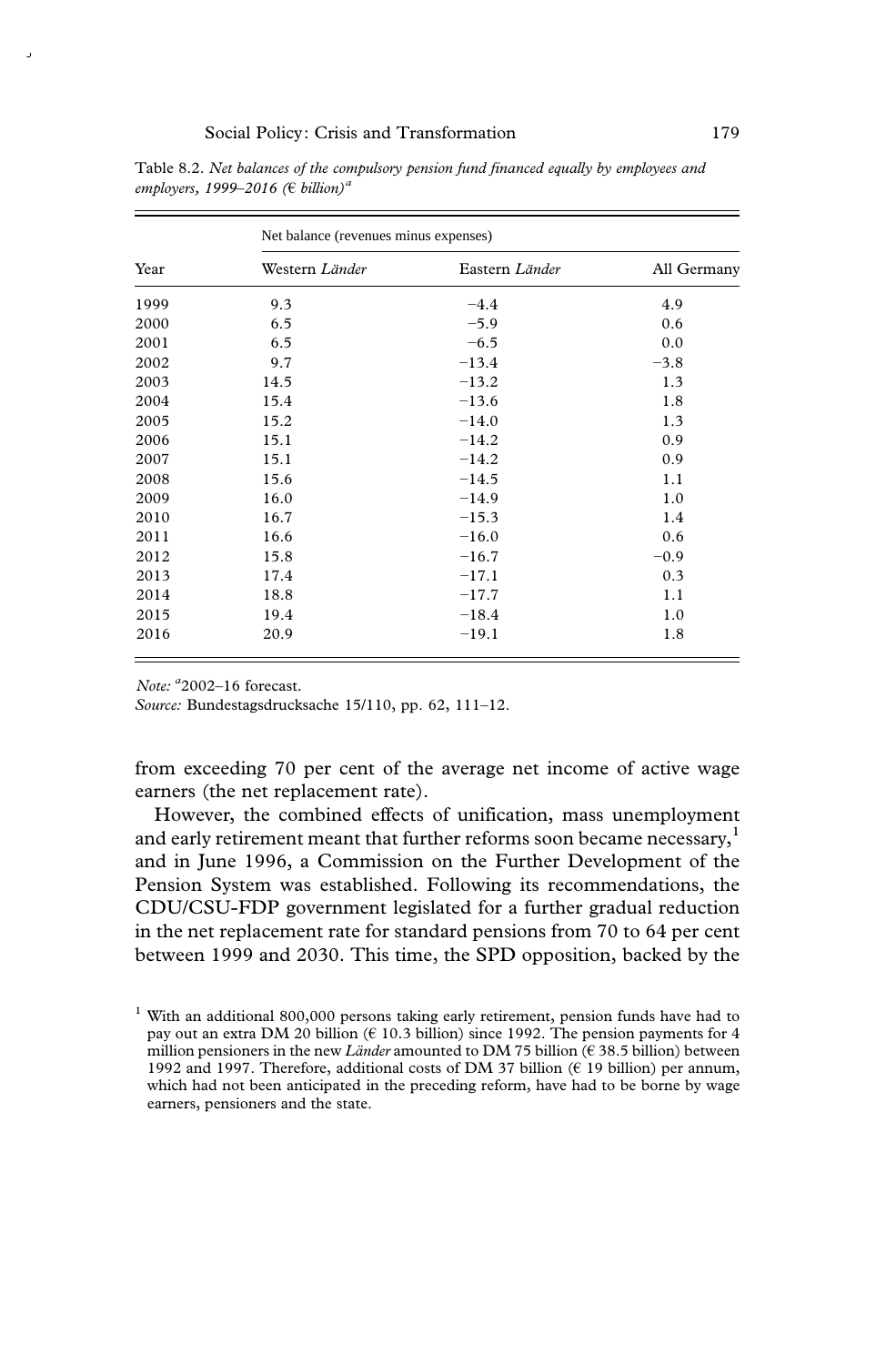Table 8.2. *Net balances of the compulsory pension fund financed equally by employees and employers, 1999–2016 (€ billion)*[a]

| Year | Net balance (revenues minus expenses) | | |
|---|---|---|---|
| | Western *Länder* | Eastern *Länder* | All Germany |
| 1999 | 9.3 | −4.4 | 4.9 |
| 2000 | 6.5 | −5.9 | 0.6 |
| 2001 | 6.5 | −6.5 | 0.0 |
| 2002 | 9.7 | −13.4 | −3.8 |
| 2003 | 14.5 | −13.2 | 1.3 |
| 2004 | 15.4 | −13.6 | 1.8 |
| 2005 | 15.2 | −14.0 | 1.3 |
| 2006 | 15.1 | −14.2 | 0.9 |
| 2007 | 15.1 | −14.2 | 0.9 |
| 2008 | 15.6 | −14.5 | 1.1 |
| 2009 | 16.0 | −14.9 | 1.0 |
| 2010 | 16.7 | −15.3 | 1.4 |
| 2011 | 16.6 | −16.0 | 0.6 |
| 2012 | 15.8 | −16.7 | −0.9 |
| 2013 | 17.4 | −17.1 | 0.3 |
| 2014 | 18.8 | −17.7 | 1.1 |
| 2015 | 19.4 | −18.4 | 1.0 |
| 2016 | 20.9 | −19.1 | 1.8 |

*Note:* [a]2002–16 forecast.

*Source:* Bundestagsdrucksache 15/110, pp. 62, 111–12.

from exceeding 70 per cent of the average net income of active wage earners (the net replacement rate).

However, the combined effects of unification, mass unemployment and early retirement meant that further reforms soon became necessary,[1] and in June 1996, a Commission on the Further Development of the Pension System was established. Following its recommendations, the CDU/CSU-FDP government legislated for a further gradual reduction in the net replacement rate for standard pensions from 70 to 64 per cent between 1999 and 2030. This time, the SPD opposition, backed by the

[1] With an additional 800,000 persons taking early retirement, pension funds have had to pay out an extra DM 20 billion (€ 10.3 billion) since 1992. The pension payments for 4 million pensioners in the new *Länder* amounted to DM 75 billion (€ 38.5 billion) between 1992 and 1997. Therefore, additional costs of DM 37 billion (€ 19 billion) per annum, which had not been anticipated in the preceding reform, have had to be borne by wage earners, pensioners and the state.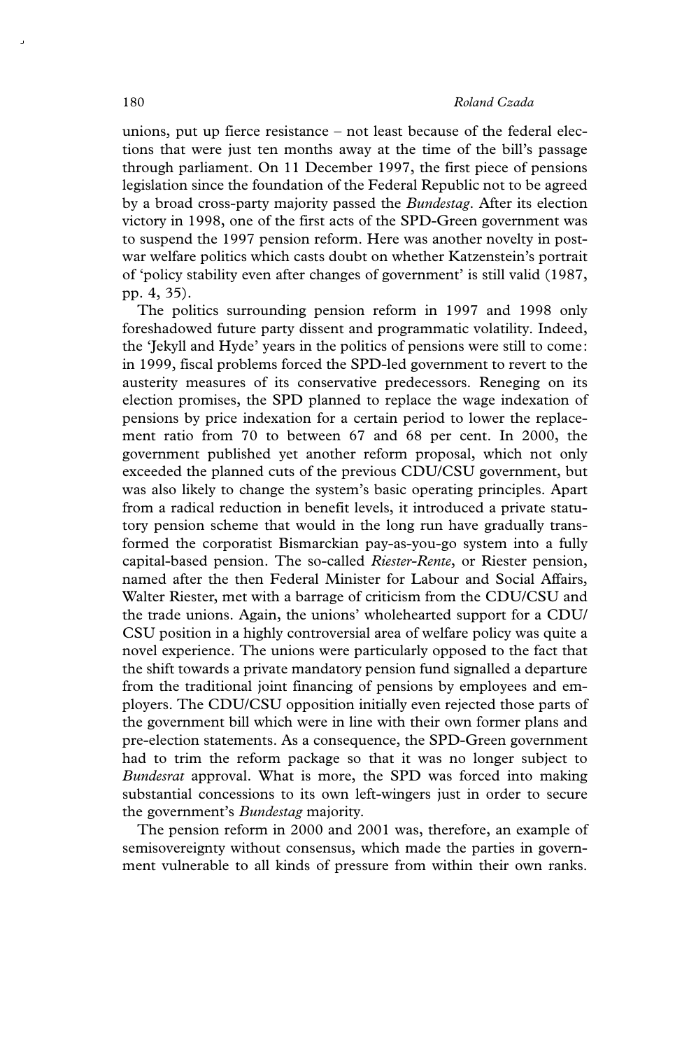unions, put up fierce resistance – not least because of the federal elections that were just ten months away at the time of the bill's passage through parliament. On 11 December 1997, the first piece of pensions legislation since the foundation of the Federal Republic not to be agreed by a broad cross-party majority passed the *Bundestag*. After its election victory in 1998, one of the first acts of the SPD-Green government was to suspend the 1997 pension reform. Here was another novelty in post-war welfare politics which casts doubt on whether Katzenstein's portrait of 'policy stability even after changes of government' is still valid (1987, pp. 4, 35).

The politics surrounding pension reform in 1997 and 1998 only foreshadowed future party dissent and programmatic volatility. Indeed, the 'Jekyll and Hyde' years in the politics of pensions were still to come: in 1999, fiscal problems forced the SPD-led government to revert to the austerity measures of its conservative predecessors. Reneging on its election promises, the SPD planned to replace the wage indexation of pensions by price indexation for a certain period to lower the replacement ratio from 70 to between 67 and 68 per cent. In 2000, the government published yet another reform proposal, which not only exceeded the planned cuts of the previous CDU/CSU government, but was also likely to change the system's basic operating principles. Apart from a radical reduction in benefit levels, it introduced a private statutory pension scheme that would in the long run have gradually transformed the corporatist Bismarckian pay-as-you-go system into a fully capital-based pension. The so-called *Riester-Rente*, or Riester pension, named after the then Federal Minister for Labour and Social Affairs, Walter Riester, met with a barrage of criticism from the CDU/CSU and the trade unions. Again, the unions' wholehearted support for a CDU/CSU position in a highly controversial area of welfare policy was quite a novel experience. The unions were particularly opposed to the fact that the shift towards a private mandatory pension fund signalled a departure from the traditional joint financing of pensions by employees and employers. The CDU/CSU opposition initially even rejected those parts of the government bill which were in line with their own former plans and pre-election statements. As a consequence, the SPD-Green government had to trim the reform package so that it was no longer subject to *Bundesrat* approval. What is more, the SPD was forced into making substantial concessions to its own left-wingers just in order to secure the government's *Bundestag* majority.

The pension reform in 2000 and 2001 was, therefore, an example of semisovereignty without consensus, which made the parties in government vulnerable to all kinds of pressure from within their own ranks.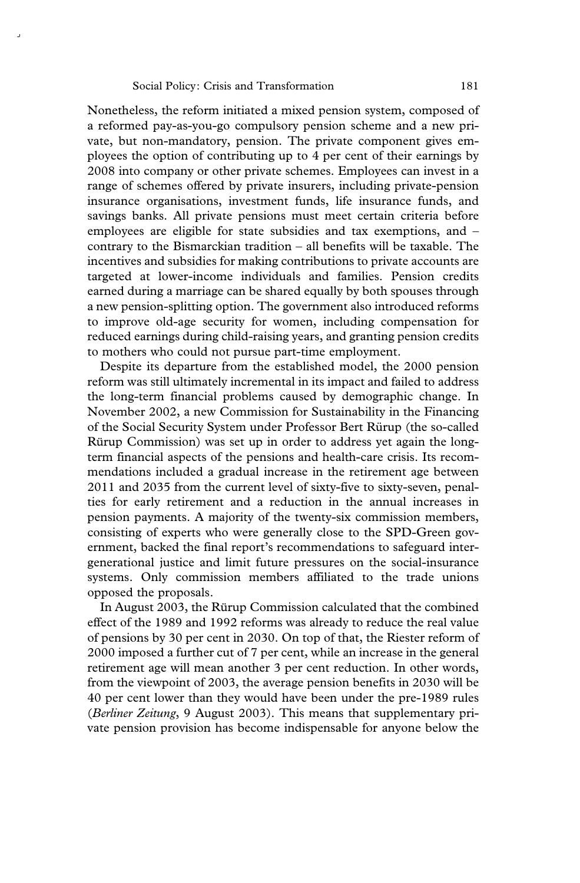Nonetheless, the reform initiated a mixed pension system, composed of a reformed pay-as-you-go compulsory pension scheme and a new private, but non-mandatory, pension. The private component gives employees the option of contributing up to 4 per cent of their earnings by 2008 into company or other private schemes. Employees can invest in a range of schemes offered by private insurers, including private-pension insurance organisations, investment funds, life insurance funds, and savings banks. All private pensions must meet certain criteria before employees are eligible for state subsidies and tax exemptions, and – contrary to the Bismarckian tradition – all benefits will be taxable. The incentives and subsidies for making contributions to private accounts are targeted at lower-income individuals and families. Pension credits earned during a marriage can be shared equally by both spouses through a new pension-splitting option. The government also introduced reforms to improve old-age security for women, including compensation for reduced earnings during child-raising years, and granting pension credits to mothers who could not pursue part-time employment.

Despite its departure from the established model, the 2000 pension reform was still ultimately incremental in its impact and failed to address the long-term financial problems caused by demographic change. In November 2002, a new Commission for Sustainability in the Financing of the Social Security System under Professor Bert Rürup (the so-called Rürup Commission) was set up in order to address yet again the long-term financial aspects of the pensions and health-care crisis. Its recommendations included a gradual increase in the retirement age between 2011 and 2035 from the current level of sixty-five to sixty-seven, penalties for early retirement and a reduction in the annual increases in pension payments. A majority of the twenty-six commission members, consisting of experts who were generally close to the SPD-Green government, backed the final report's recommendations to safeguard intergenerational justice and limit future pressures on the social-insurance systems. Only commission members affiliated to the trade unions opposed the proposals.

In August 2003, the Rürup Commission calculated that the combined effect of the 1989 and 1992 reforms was already to reduce the real value of pensions by 30 per cent in 2030. On top of that, the Riester reform of 2000 imposed a further cut of 7 per cent, while an increase in the general retirement age will mean another 3 per cent reduction. In other words, from the viewpoint of 2003, the average pension benefits in 2030 will be 40 per cent lower than they would have been under the pre-1989 rules (*Berliner Zeitung*, 9 August 2003). This means that supplementary private pension provision has become indispensable for anyone below the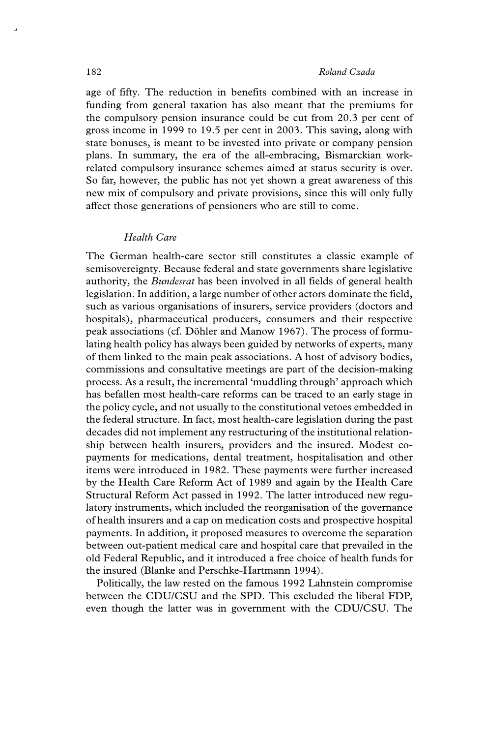age of fifty. The reduction in benefits combined with an increase in funding from general taxation has also meant that the premiums for the compulsory pension insurance could be cut from 20.3 per cent of gross income in 1999 to 19.5 per cent in 2003. This saving, along with state bonuses, is meant to be invested into private or company pension plans. In summary, the era of the all-embracing, Bismarckian work-related compulsory insurance schemes aimed at status security is over. So far, however, the public has not yet shown a great awareness of this new mix of compulsory and private provisions, since this will only fully affect those generations of pensioners who are still to come.

### *Health Care*

The German health-care sector still constitutes a classic example of semisovereignty. Because federal and state governments share legislative authority, the *Bundesrat* has been involved in all fields of general health legislation. In addition, a large number of other actors dominate the field, such as various organisations of insurers, service providers (doctors and hospitals), pharmaceutical producers, consumers and their respective peak associations (cf. Döhler and Manow 1967). The process of formulating health policy has always been guided by networks of experts, many of them linked to the main peak associations. A host of advisory bodies, commissions and consultative meetings are part of the decision-making process. As a result, the incremental 'muddling through' approach which has befallen most health-care reforms can be traced to an early stage in the policy cycle, and not usually to the constitutional vetoes embedded in the federal structure. In fact, most health-care legislation during the past decades did not implement any restructuring of the institutional relationship between health insurers, providers and the insured. Modest co-payments for medications, dental treatment, hospitalisation and other items were introduced in 1982. These payments were further increased by the Health Care Reform Act of 1989 and again by the Health Care Structural Reform Act passed in 1992. The latter introduced new regulatory instruments, which included the reorganisation of the governance of health insurers and a cap on medication costs and prospective hospital payments. In addition, it proposed measures to overcome the separation between out-patient medical care and hospital care that prevailed in the old Federal Republic, and it introduced a free choice of health funds for the insured (Blanke and Perschke-Hartmann 1994).

Politically, the law rested on the famous 1992 Lahnstein compromise between the CDU/CSU and the SPD. This excluded the liberal FDP, even though the latter was in government with the CDU/CSU. The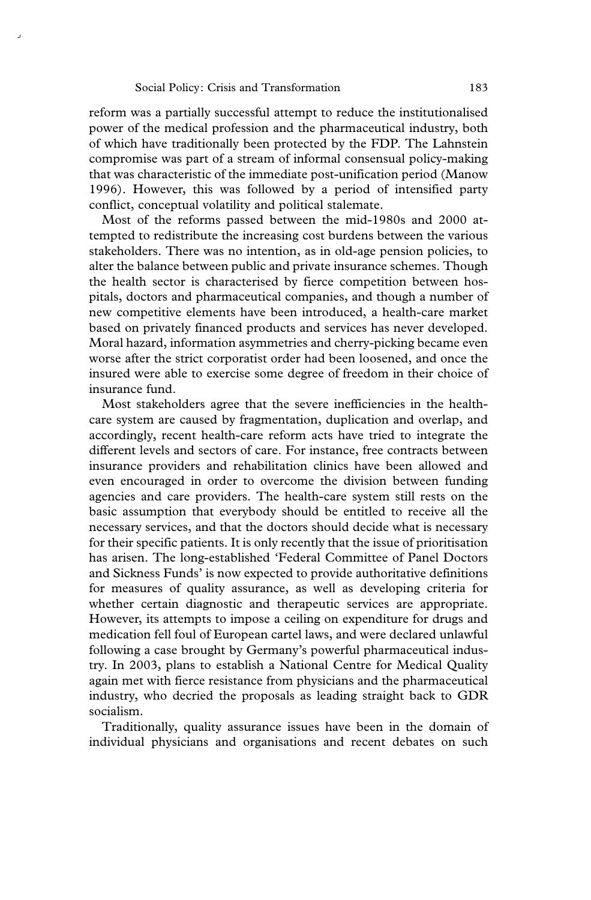reform was a partially successful attempt to reduce the institutionalised power of the medical profession and the pharmaceutical industry, both of which have traditionally been protected by the FDP. The Lahnstein compromise was part of a stream of informal consensual policy-making that was characteristic of the immediate post-unification period (Manow 1996). However, this was followed by a period of intensified party conflict, conceptual volatility and political stalemate.

Most of the reforms passed between the mid-1980s and 2000 attempted to redistribute the increasing cost burdens between the various stakeholders. There was no intention, as in old-age pension policies, to alter the balance between public and private insurance schemes. Though the health sector is characterised by fierce competition between hospitals, doctors and pharmaceutical companies, and though a number of new competitive elements have been introduced, a health-care market based on privately financed products and services has never developed. Moral hazard, information asymmetries and cherry-picking became even worse after the strict corporatist order had been loosened, and once the insured were able to exercise some degree of freedom in their choice of insurance fund.

Most stakeholders agree that the severe inefficiencies in the health-care system are caused by fragmentation, duplication and overlap, and accordingly, recent health-care reform acts have tried to integrate the different levels and sectors of care. For instance, free contracts between insurance providers and rehabilitation clinics have been allowed and even encouraged in order to overcome the division between funding agencies and care providers. The health-care system still rests on the basic assumption that everybody should be entitled to receive all the necessary services, and that the doctors should decide what is necessary for their specific patients. It is only recently that the issue of prioritisation has arisen. The long-established 'Federal Committee of Panel Doctors and Sickness Funds' is now expected to provide authoritative definitions for measures of quality assurance, as well as developing criteria for whether certain diagnostic and therapeutic services are appropriate. However, its attempts to impose a ceiling on expenditure for drugs and medication fell foul of European cartel laws, and were declared unlawful following a case brought by Germany's powerful pharmaceutical industry. In 2003, plans to establish a National Centre for Medical Quality again met with fierce resistance from physicians and the pharmaceutical industry, who decried the proposals as leading straight back to GDR socialism.

Traditionally, quality assurance issues have been in the domain of individual physicians and organisations and recent debates on such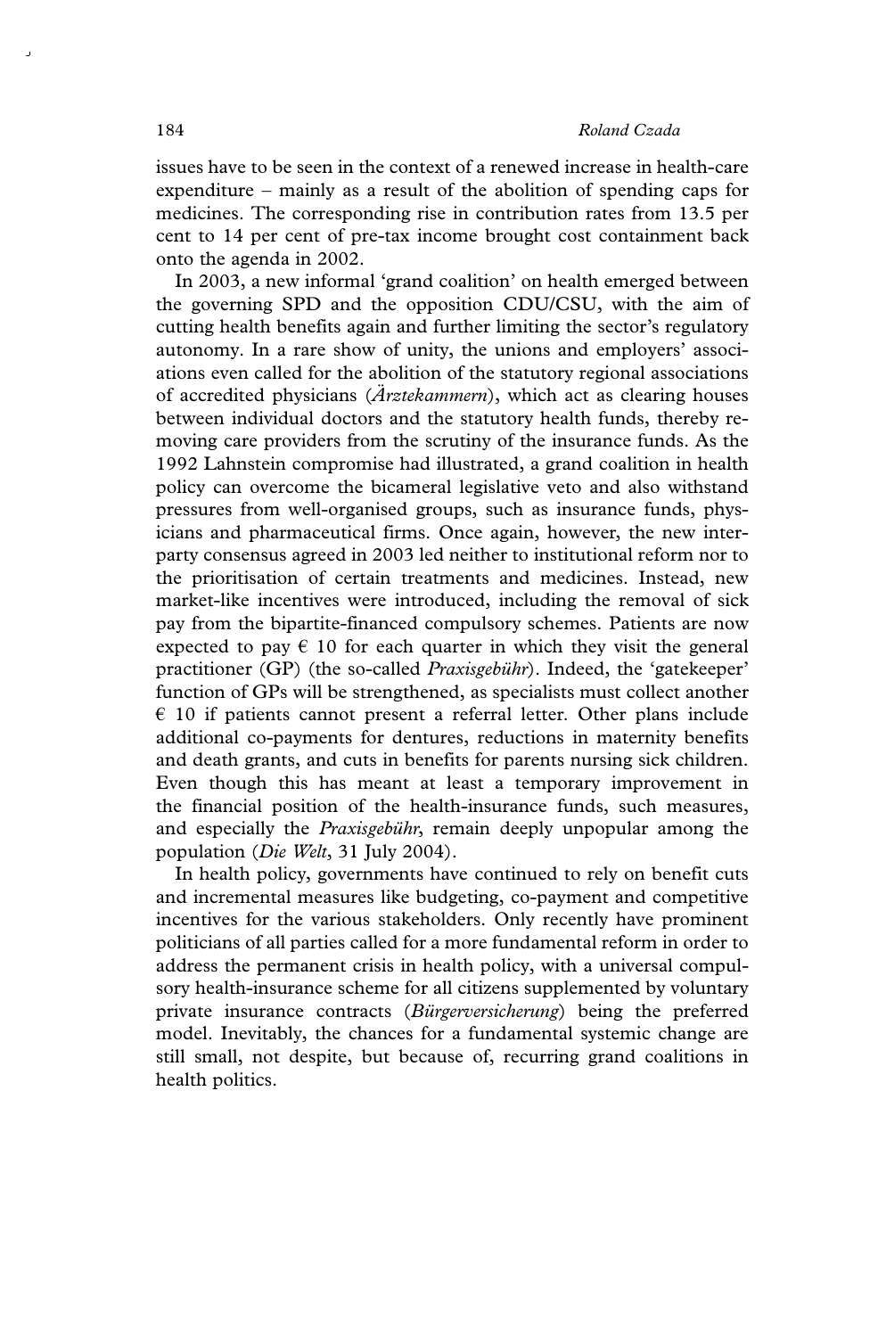issues have to be seen in the context of a renewed increase in health-care expenditure – mainly as a result of the abolition of spending caps for medicines. The corresponding rise in contribution rates from 13.5 per cent to 14 per cent of pre-tax income brought cost containment back onto the agenda in 2002.

In 2003, a new informal 'grand coalition' on health emerged between the governing SPD and the opposition CDU/CSU, with the aim of cutting health benefits again and further limiting the sector's regulatory autonomy. In a rare show of unity, the unions and employers' associations even called for the abolition of the statutory regional associations of accredited physicians (*Ärztekammern*), which act as clearing houses between individual doctors and the statutory health funds, thereby removing care providers from the scrutiny of the insurance funds. As the 1992 Lahnstein compromise had illustrated, a grand coalition in health policy can overcome the bicameral legislative veto and also withstand pressures from well-organised groups, such as insurance funds, physicians and pharmaceutical firms. Once again, however, the new inter-party consensus agreed in 2003 led neither to institutional reform nor to the prioritisation of certain treatments and medicines. Instead, new market-like incentives were introduced, including the removal of sick pay from the bipartite-financed compulsory schemes. Patients are now expected to pay € 10 for each quarter in which they visit the general practitioner (GP) (the so-called *Praxisgebühr*). Indeed, the 'gatekeeper' function of GPs will be strengthened, as specialists must collect another € 10 if patients cannot present a referral letter. Other plans include additional co-payments for dentures, reductions in maternity benefits and death grants, and cuts in benefits for parents nursing sick children. Even though this has meant at least a temporary improvement in the financial position of the health-insurance funds, such measures, and especially the *Praxisgebühr*, remain deeply unpopular among the population (*Die Welt*, 31 July 2004).

In health policy, governments have continued to rely on benefit cuts and incremental measures like budgeting, co-payment and competitive incentives for the various stakeholders. Only recently have prominent politicians of all parties called for a more fundamental reform in order to address the permanent crisis in health policy, with a universal compulsory health-insurance scheme for all citizens supplemented by voluntary private insurance contracts (*Bürgerversicherung*) being the preferred model. Inevitably, the chances for a fundamental systemic change are still small, not despite, but because of, recurring grand coalitions in health politics.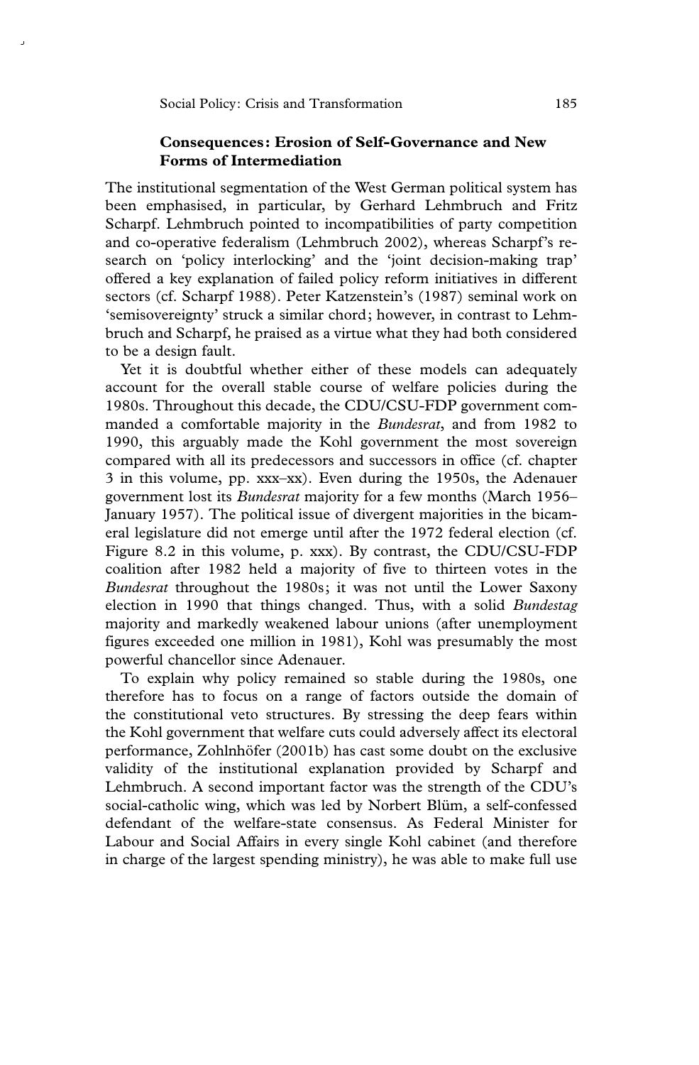## Consequences: Erosion of Self-Governance and New Forms of Intermediation

The institutional segmentation of the West German political system has been emphasised, in particular, by Gerhard Lehmbruch and Fritz Scharpf. Lehmbruch pointed to incompatibilities of party competition and co-operative federalism (Lehmbruch 2002), whereas Scharpf's research on 'policy interlocking' and the 'joint decision-making trap' offered a key explanation of failed policy reform initiatives in different sectors (cf. Scharpf 1988). Peter Katzenstein's (1987) seminal work on 'semisovereignty' struck a similar chord; however, in contrast to Lehmbruch and Scharpf, he praised as a virtue what they had both considered to be a design fault.

Yet it is doubtful whether either of these models can adequately account for the overall stable course of welfare policies during the 1980s. Throughout this decade, the CDU/CSU-FDP government commanded a comfortable majority in the *Bundesrat*, and from 1982 to 1990, this arguably made the Kohl government the most sovereign compared with all its predecessors and successors in office (cf. chapter 3 in this volume, pp. xxx–xx). Even during the 1950s, the Adenauer government lost its *Bundesrat* majority for a few months (March 1956–January 1957). The political issue of divergent majorities in the bicameral legislature did not emerge until after the 1972 federal election (cf. Figure 8.2 in this volume, p. xxx). By contrast, the CDU/CSU-FDP coalition after 1982 held a majority of five to thirteen votes in the *Bundesrat* throughout the 1980s; it was not until the Lower Saxony election in 1990 that things changed. Thus, with a solid *Bundestag* majority and markedly weakened labour unions (after unemployment figures exceeded one million in 1981), Kohl was presumably the most powerful chancellor since Adenauer.

To explain why policy remained so stable during the 1980s, one therefore has to focus on a range of factors outside the domain of the constitutional veto structures. By stressing the deep fears within the Kohl government that welfare cuts could adversely affect its electoral performance, Zohlnhöfer (2001b) has cast some doubt on the exclusive validity of the institutional explanation provided by Scharpf and Lehmbruch. A second important factor was the strength of the CDU's social-catholic wing, which was led by Norbert Blüm, a self-confessed defendant of the welfare-state consensus. As Federal Minister for Labour and Social Affairs in every single Kohl cabinet (and therefore in charge of the largest spending ministry), he was able to make full use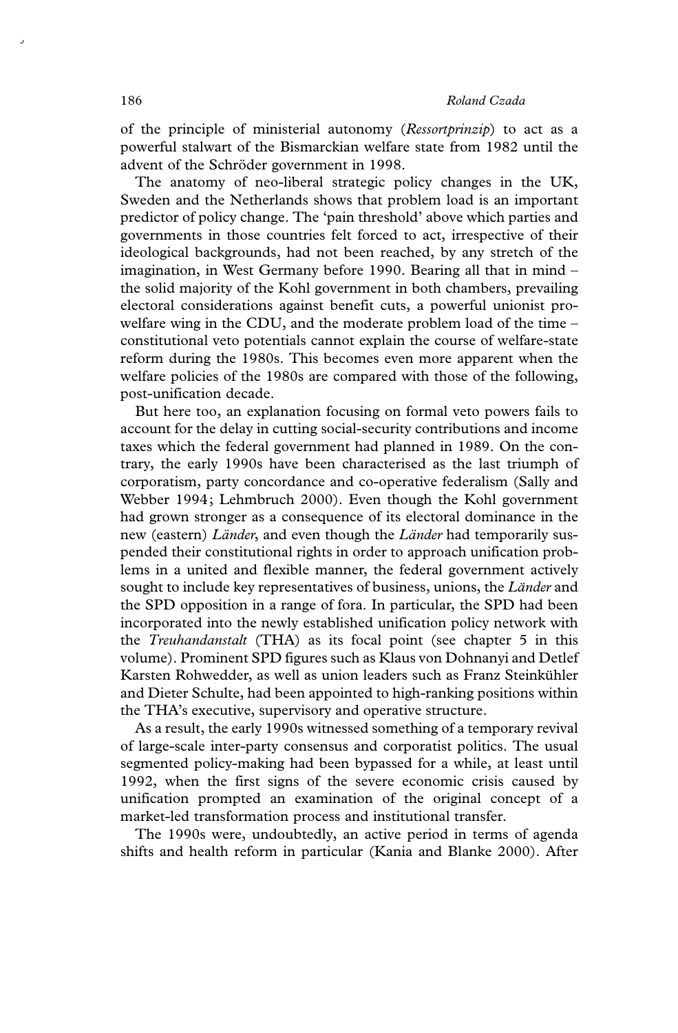of the principle of ministerial autonomy (*Ressortprinzip*) to act as a powerful stalwart of the Bismarckian welfare state from 1982 until the advent of the Schröder government in 1998.

The anatomy of neo-liberal strategic policy changes in the UK, Sweden and the Netherlands shows that problem load is an important predictor of policy change. The 'pain threshold' above which parties and governments in those countries felt forced to act, irrespective of their ideological backgrounds, had not been reached, by any stretch of the imagination, in West Germany before 1990. Bearing all that in mind – the solid majority of the Kohl government in both chambers, prevailing electoral considerations against benefit cuts, a powerful unionist pro-welfare wing in the CDU, and the moderate problem load of the time – constitutional veto potentials cannot explain the course of welfare-state reform during the 1980s. This becomes even more apparent when the welfare policies of the 1980s are compared with those of the following, post-unification decade.

But here too, an explanation focusing on formal veto powers fails to account for the delay in cutting social-security contributions and income taxes which the federal government had planned in 1989. On the contrary, the early 1990s have been characterised as the last triumph of corporatism, party concordance and co-operative federalism (Sally and Webber 1994; Lehmbruch 2000). Even though the Kohl government had grown stronger as a consequence of its electoral dominance in the new (eastern) *Länder*, and even though the *Länder* had temporarily suspended their constitutional rights in order to approach unification problems in a united and flexible manner, the federal government actively sought to include key representatives of business, unions, the *Länder* and the SPD opposition in a range of fora. In particular, the SPD had been incorporated into the newly established unification policy network with the *Treuhandanstalt* (THA) as its focal point (see chapter 5 in this volume). Prominent SPD figures such as Klaus von Dohnanyi and Detlef Karsten Rohwedder, as well as union leaders such as Franz Steinkühler and Dieter Schulte, had been appointed to high-ranking positions within the THA's executive, supervisory and operative structure.

As a result, the early 1990s witnessed something of a temporary revival of large-scale inter-party consensus and corporatist politics. The usual segmented policy-making had been bypassed for a while, at least until 1992, when the first signs of the severe economic crisis caused by unification prompted an examination of the original concept of a market-led transformation process and institutional transfer.

The 1990s were, undoubtedly, an active period in terms of agenda shifts and health reform in particular (Kania and Blanke 2000). After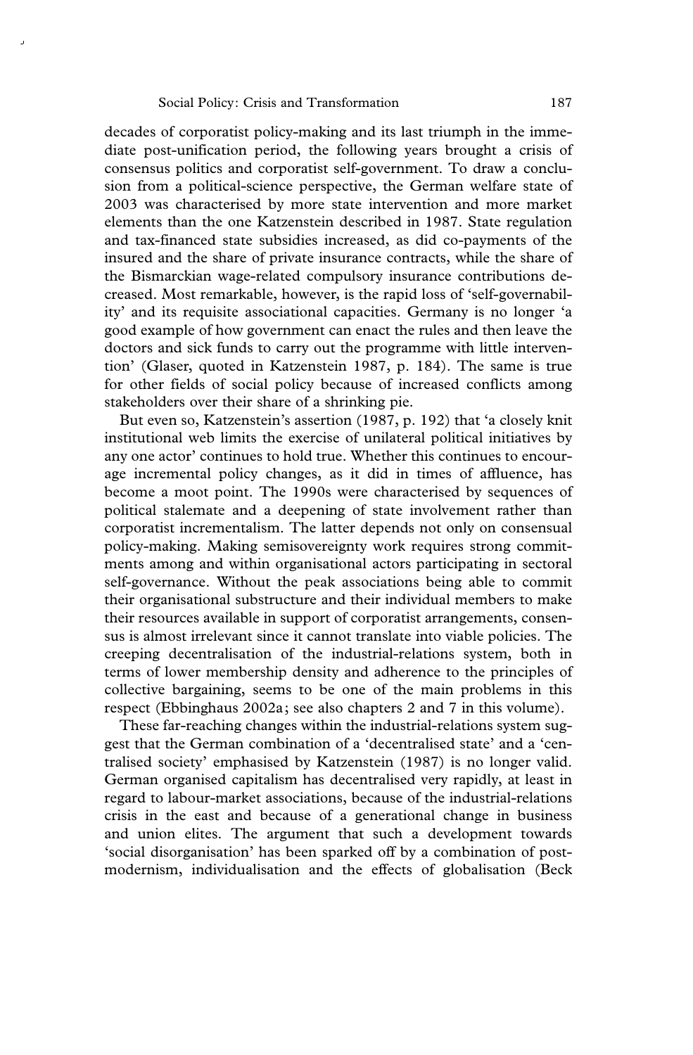decades of corporatist policy-making and its last triumph in the immediate post-unification period, the following years brought a crisis of consensus politics and corporatist self-government. To draw a conclusion from a political-science perspective, the German welfare state of 2003 was characterised by more state intervention and more market elements than the one Katzenstein described in 1987. State regulation and tax-financed state subsidies increased, as did co-payments of the insured and the share of private insurance contracts, while the share of the Bismarckian wage-related compulsory insurance contributions decreased. Most remarkable, however, is the rapid loss of 'self-governability' and its requisite associational capacities. Germany is no longer 'a good example of how government can enact the rules and then leave the doctors and sick funds to carry out the programme with little intervention' (Glaser, quoted in Katzenstein 1987, p. 184). The same is true for other fields of social policy because of increased conflicts among stakeholders over their share of a shrinking pie.

But even so, Katzenstein's assertion (1987, p. 192) that 'a closely knit institutional web limits the exercise of unilateral political initiatives by any one actor' continues to hold true. Whether this continues to encourage incremental policy changes, as it did in times of affluence, has become a moot point. The 1990s were characterised by sequences of political stalemate and a deepening of state involvement rather than corporatist incrementalism. The latter depends not only on consensual policy-making. Making semisovereignty work requires strong commitments among and within organisational actors participating in sectoral self-governance. Without the peak associations being able to commit their organisational substructure and their individual members to make their resources available in support of corporatist arrangements, consensus is almost irrelevant since it cannot translate into viable policies. The creeping decentralisation of the industrial-relations system, both in terms of lower membership density and adherence to the principles of collective bargaining, seems to be one of the main problems in this respect (Ebbinghaus 2002a; see also chapters 2 and 7 in this volume).

These far-reaching changes within the industrial-relations system suggest that the German combination of a 'decentralised state' and a 'centralised society' emphasised by Katzenstein (1987) is no longer valid. German organised capitalism has decentralised very rapidly, at least in regard to labour-market associations, because of the industrial-relations crisis in the east and because of a generational change in business and union elites. The argument that such a development towards 'social disorganisation' has been sparked off by a combination of postmodernism, individualisation and the effects of globalisation (Beck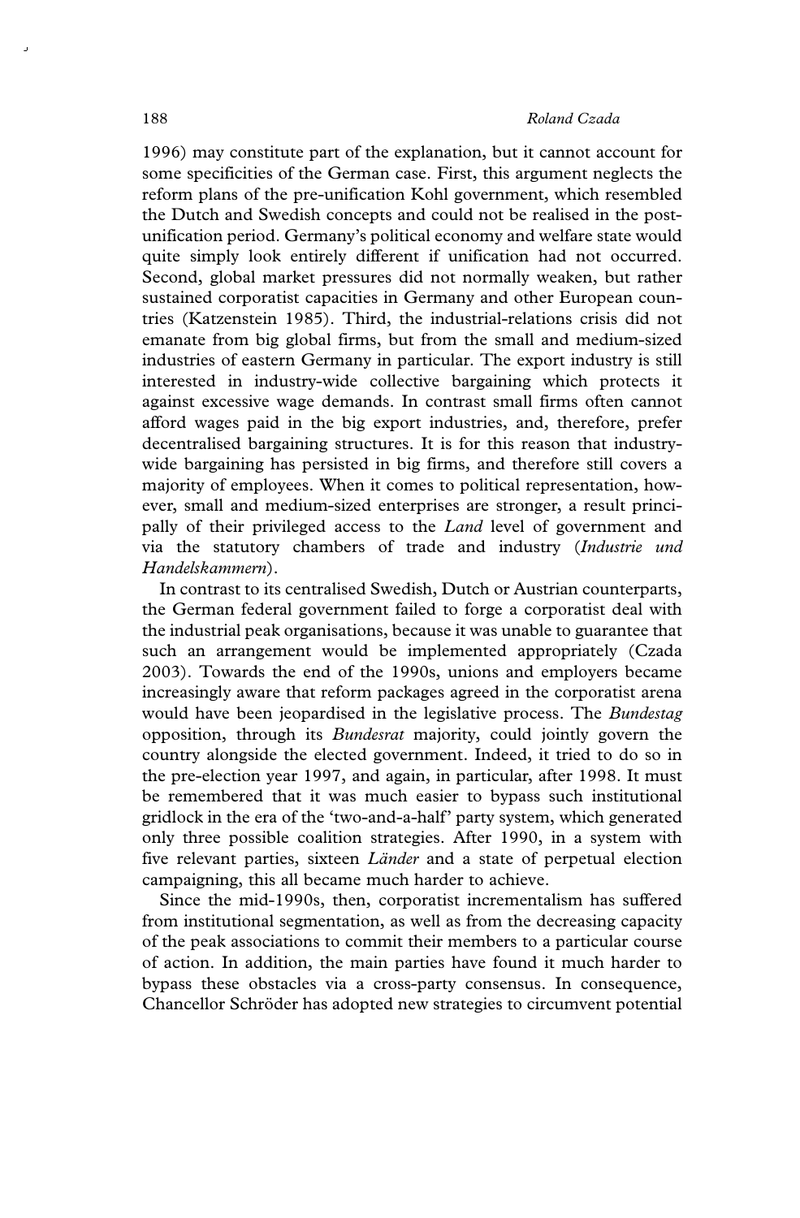1996) may constitute part of the explanation, but it cannot account for some specificities of the German case. First, this argument neglects the reform plans of the pre-unification Kohl government, which resembled the Dutch and Swedish concepts and could not be realised in the post-unification period. Germany's political economy and welfare state would quite simply look entirely different if unification had not occurred. Second, global market pressures did not normally weaken, but rather sustained corporatist capacities in Germany and other European countries (Katzenstein 1985). Third, the industrial-relations crisis did not emanate from big global firms, but from the small and medium-sized industries of eastern Germany in particular. The export industry is still interested in industry-wide collective bargaining which protects it against excessive wage demands. In contrast small firms often cannot afford wages paid in the big export industries, and, therefore, prefer decentralised bargaining structures. It is for this reason that industry-wide bargaining has persisted in big firms, and therefore still covers a majority of employees. When it comes to political representation, however, small and medium-sized enterprises are stronger, a result principally of their privileged access to the *Land* level of government and via the statutory chambers of trade and industry (*Industrie und Handelskammern*).

In contrast to its centralised Swedish, Dutch or Austrian counterparts, the German federal government failed to forge a corporatist deal with the industrial peak organisations, because it was unable to guarantee that such an arrangement would be implemented appropriately (Czada 2003). Towards the end of the 1990s, unions and employers became increasingly aware that reform packages agreed in the corporatist arena would have been jeopardised in the legislative process. The *Bundestag* opposition, through its *Bundesrat* majority, could jointly govern the country alongside the elected government. Indeed, it tried to do so in the pre-election year 1997, and again, in particular, after 1998. It must be remembered that it was much easier to bypass such institutional gridlock in the era of the 'two-and-a-half' party system, which generated only three possible coalition strategies. After 1990, in a system with five relevant parties, sixteen *Länder* and a state of perpetual election campaigning, this all became much harder to achieve.

Since the mid-1990s, then, corporatist incrementalism has suffered from institutional segmentation, as well as from the decreasing capacity of the peak associations to commit their members to a particular course of action. In addition, the main parties have found it much harder to bypass these obstacles via a cross-party consensus. In consequence, Chancellor Schröder has adopted new strategies to circumvent potential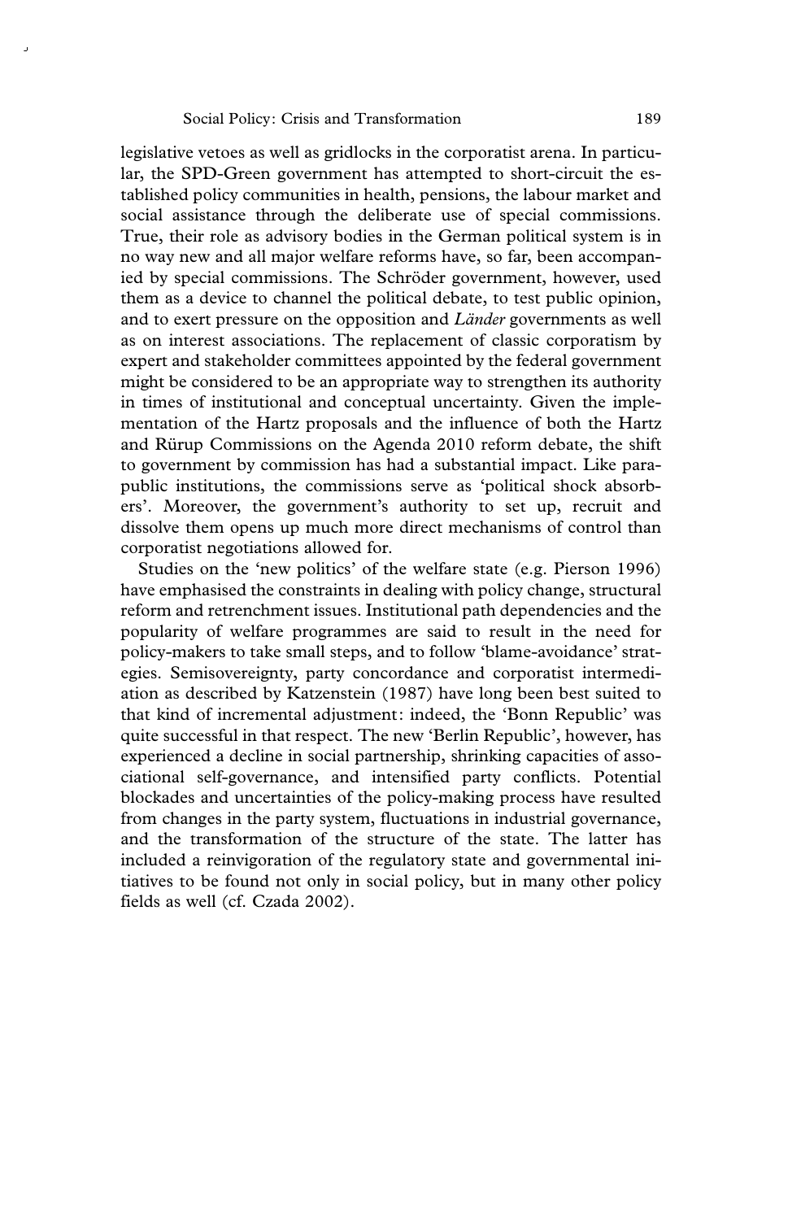legislative vetoes as well as gridlocks in the corporatist arena. In particular, the SPD-Green government has attempted to short-circuit the established policy communities in health, pensions, the labour market and social assistance through the deliberate use of special commissions. True, their role as advisory bodies in the German political system is in no way new and all major welfare reforms have, so far, been accompanied by special commissions. The Schröder government, however, used them as a device to channel the political debate, to test public opinion, and to exert pressure on the opposition and *Länder* governments as well as on interest associations. The replacement of classic corporatism by expert and stakeholder committees appointed by the federal government might be considered to be an appropriate way to strengthen its authority in times of institutional and conceptual uncertainty. Given the implementation of the Hartz proposals and the influence of both the Hartz and Rürup Commissions on the Agenda 2010 reform debate, the shift to government by commission has had a substantial impact. Like parapublic institutions, the commissions serve as 'political shock absorbers'. Moreover, the government's authority to set up, recruit and dissolve them opens up much more direct mechanisms of control than corporatist negotiations allowed for.

Studies on the 'new politics' of the welfare state (e.g. Pierson 1996) have emphasised the constraints in dealing with policy change, structural reform and retrenchment issues. Institutional path dependencies and the popularity of welfare programmes are said to result in the need for policy-makers to take small steps, and to follow 'blame-avoidance' strategies. Semisovereignty, party concordance and corporatist intermediation as described by Katzenstein (1987) have long been best suited to that kind of incremental adjustment: indeed, the 'Bonn Republic' was quite successful in that respect. The new 'Berlin Republic', however, has experienced a decline in social partnership, shrinking capacities of associational self-governance, and intensified party conflicts. Potential blockades and uncertainties of the policy-making process have resulted from changes in the party system, fluctuations in industrial governance, and the transformation of the structure of the state. The latter has included a reinvigoration of the regulatory state and governmental initiatives to be found not only in social policy, but in many other policy fields as well (cf. Czada 2002).